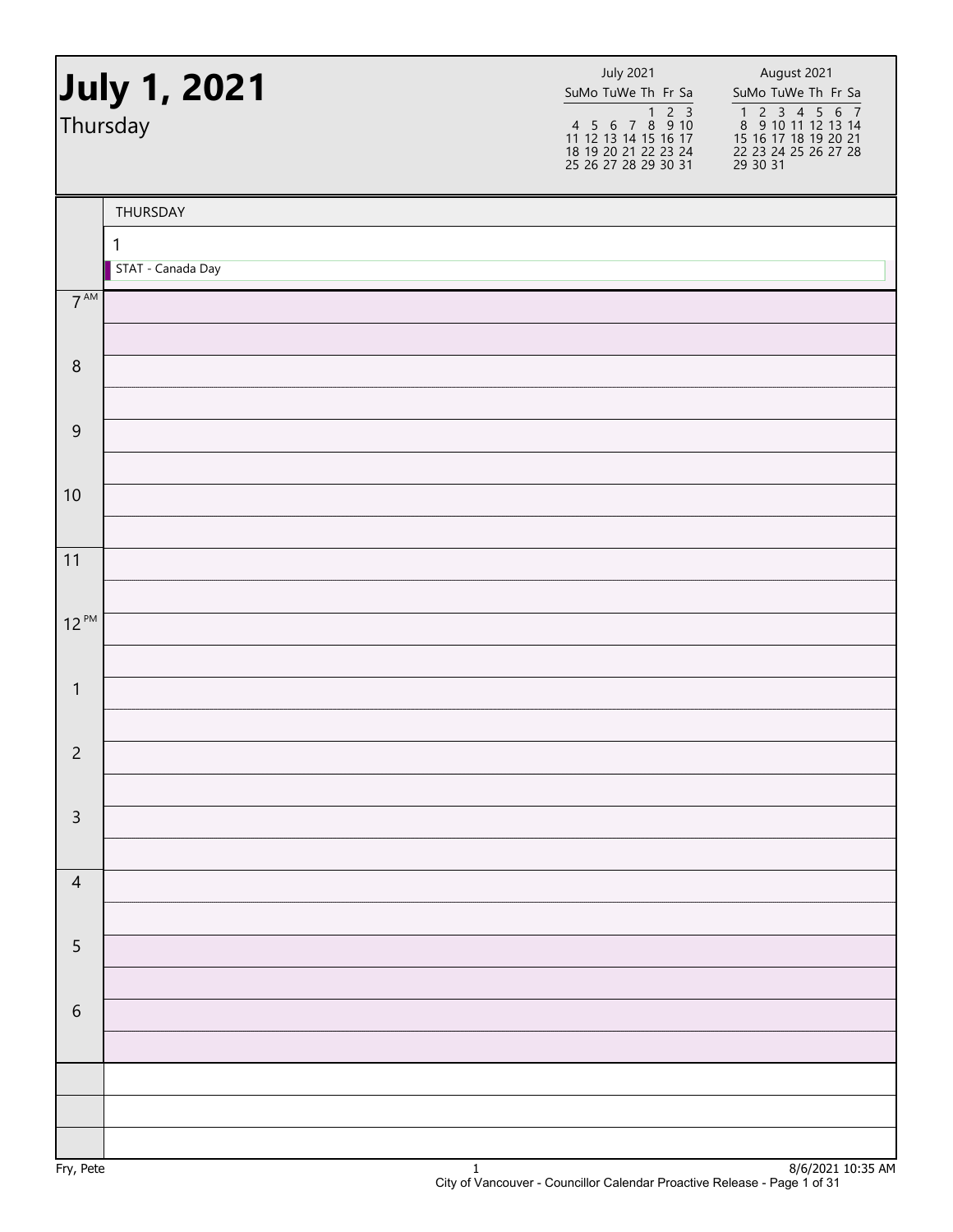# July 1, 2021

Thursday

| July 2021 | | | | | | |
|---|---|---|---|---|---|---|
| Su | Mo | Tu | We | Th | Fr | Sa |
| | | | | 1 | 2 | 3 |
| 4 | 5 | 6 | 7 | 8 | 9 | 10 |
| 11 | 12 | 13 | 14 | 15 | 16 | 17 |
| 18 | 19 | 20 | 21 | 22 | 23 | 24 |
| 25 | 26 | 27 | 28 | 29 | 30 | 31 |

| August 2021 | | | | | | |
|---|---|---|---|---|---|---|
| Su | Mo | Tu | We | Th | Fr | Sa |
| 1 | 2 | 3 | 4 | 5 | 6 | 7 |
| 8 | 9 | 10 | 11 | 12 | 13 | 14 |
| 15 | 16 | 17 | 18 | 19 | 20 | 21 |
| 22 | 23 | 24 | 25 | 26 | 27 | 28 |
| 29 | 30 | 31 | | | | |

| | THURSDAY |
|---|---|
| | 1 |
| | STAT - Canada Day |
| 7 AM | |
| 8 | |
| 9 | |
| 10 | |
| 11 | |
| 12 PM | |
| 1 | |
| 2 | |
| 3 | |
| 4 | |
| 5 | |
| 6 | |

Fry, Pete

8/6/2021 10:35 AM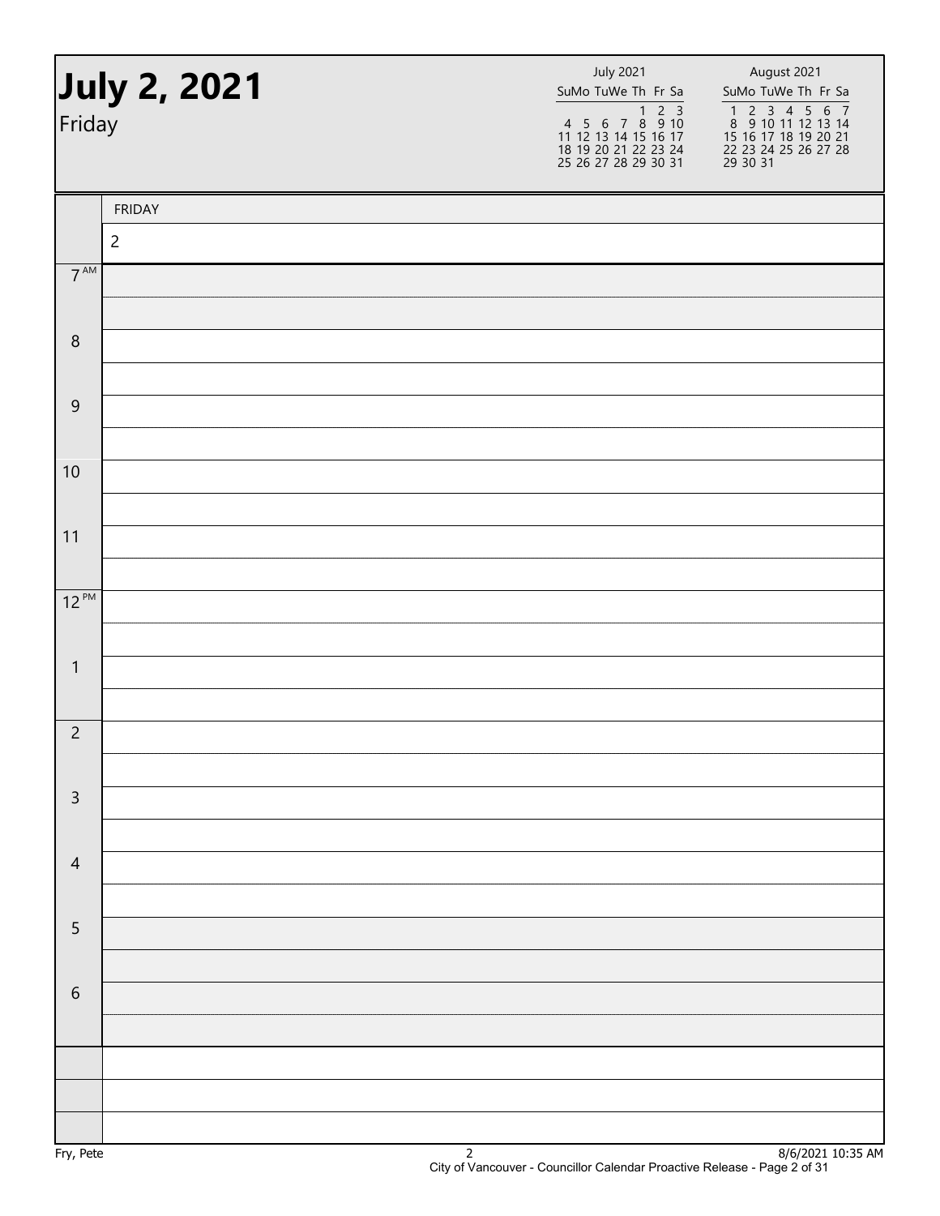# July 2, 2021

Friday

| July 2021 | | | | | | |
|---|---|---|---|---|---|---|
| Su | Mo | Tu | We | Th | Fr | Sa |
| | | | | 1 | 2 | 3 |
| 4 | 5 | 6 | 7 | 8 | 9 | 10 |
| 11 | 12 | 13 | 14 | 15 | 16 | 17 |
| 18 | 19 | 20 | 21 | 22 | 23 | 24 |
| 25 | 26 | 27 | 28 | 29 | 30 | 31 |

| August 2021 | | | | | | |
|---|---|---|---|---|---|---|
| Su | Mo | Tu | We | Th | Fr | Sa |
| 1 | 2 | 3 | 4 | 5 | 6 | 7 |
| 8 | 9 | 10 | 11 | 12 | 13 | 14 |
| 15 | 16 | 17 | 18 | 19 | 20 | 21 |
| 22 | 23 | 24 | 25 | 26 | 27 | 28 |
| 29 | 30 | 31 | | | | |

| | FRIDAY |
|---|---|
| | 2 |
| 7 AM | |
| | |
| 8 | |
| | |
| 9 | |
| | |
| 10 | |
| | |
| 11 | |
| | |
| 12 PM | |
| | |
| 1 | |
| | |
| 2 | |
| | |
| 3 | |
| | |
| 4 | |
| | |
| 5 | |
| | |
| 6 | |
| | |
| | |
| | |
| | |

Fry, Pete

8/6/2021 10:35 AM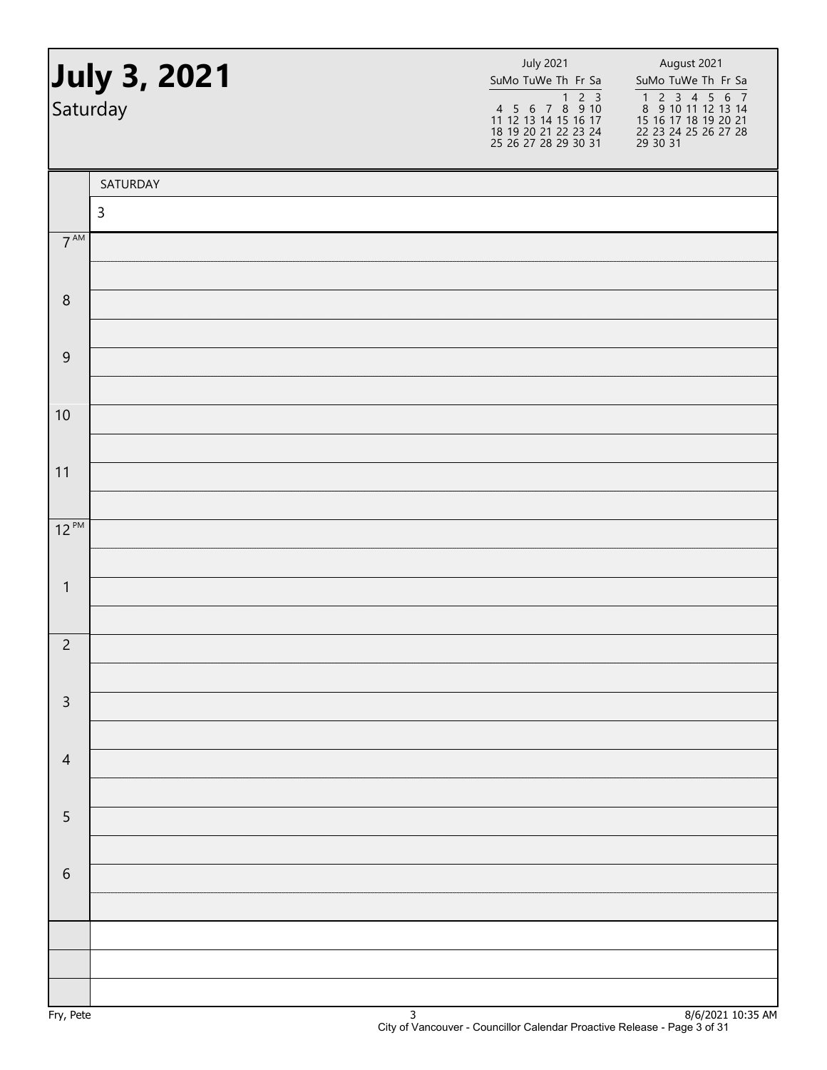# July 3, 2021

Saturday

| July 2021 | | | | | | |
|---|---|---|---|---|---|---|
| Su | Mo | Tu | We | Th | Fr | Sa |
| | | | | 1 | 2 | 3 |
| 4 | 5 | 6 | 7 | 8 | 9 | 10 |
| 11 | 12 | 13 | 14 | 15 | 16 | 17 |
| 18 | 19 | 20 | 21 | 22 | 23 | 24 |
| 25 | 26 | 27 | 28 | 29 | 30 | 31 |

| August 2021 | | | | | | |
|---|---|---|---|---|---|---|
| Su | Mo | Tu | We | Th | Fr | Sa |
| 1 | 2 | 3 | 4 | 5 | 6 | 7 |
| 8 | 9 | 10 | 11 | 12 | 13 | 14 |
| 15 | 16 | 17 | 18 | 19 | 20 | 21 |
| 22 | 23 | 24 | 25 | 26 | 27 | 28 |
| 29 | 30 | 31 | | | | |

| | SATURDAY |
|---|---|
| | 3 |
| 7 AM | |
| 8 | |
| 9 | |
| 10 | |
| 11 | |
| 12 PM | |
| 1 | |
| 2 | |
| 3 | |
| 4 | |
| 5 | |
| 6 | |

Fry, Pete

8/6/2021 10:35 AM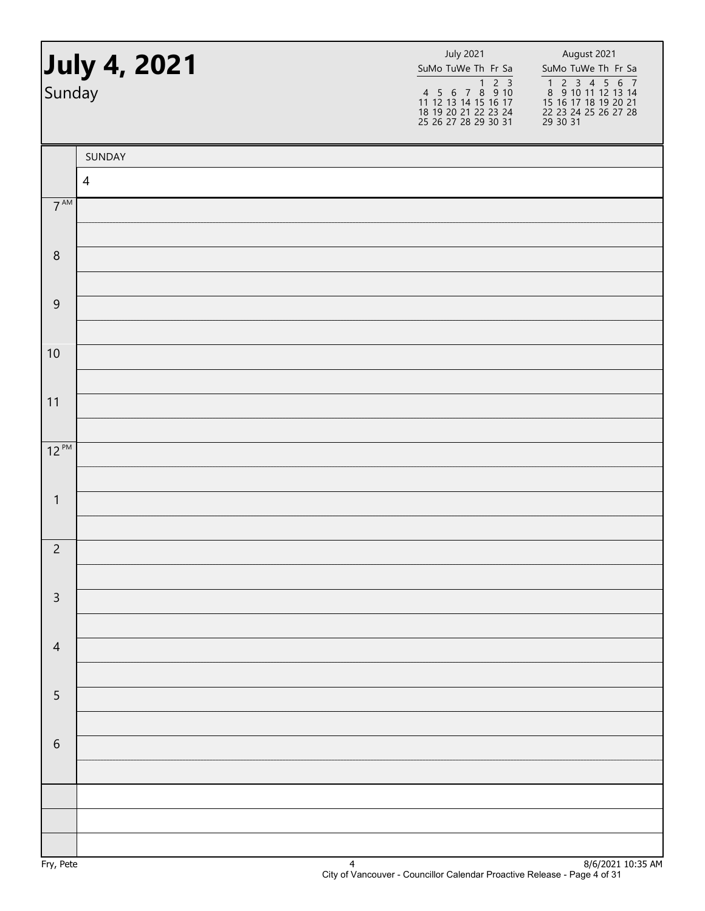# July 4, 2021

Sunday

| July 2021 | | | | | | |
|---|---|---|---|---|---|---|
| Su | Mo | Tu | We | Th | Fr | Sa |
| | | | | 1 | 2 | 3 |
| 4 | 5 | 6 | 7 | 8 | 9 | 10 |
| 11 | 12 | 13 | 14 | 15 | 16 | 17 |
| 18 | 19 | 20 | 21 | 22 | 23 | 24 |
| 25 | 26 | 27 | 28 | 29 | 30 | 31 |

| August 2021 | | | | | | |
|---|---|---|---|---|---|---|
| Su | Mo | Tu | We | Th | Fr | Sa |
| 1 | 2 | 3 | 4 | 5 | 6 | 7 |
| 8 | 9 | 10 | 11 | 12 | 13 | 14 |
| 15 | 16 | 17 | 18 | 19 | 20 | 21 |
| 22 | 23 | 24 | 25 | 26 | 27 | 28 |
| 29 | 30 | 31 | | | | |

| | SUNDAY |
|---|---|
| | 4 |
| 7 AM | |
| 8 | |
| 9 | |
| 10 | |
| 11 | |
| 12 PM | |
| 1 | |
| 2 | |
| 3 | |
| 4 | |
| 5 | |
| 6 | |

Fry, Pete

8/6/2021 10:35 AM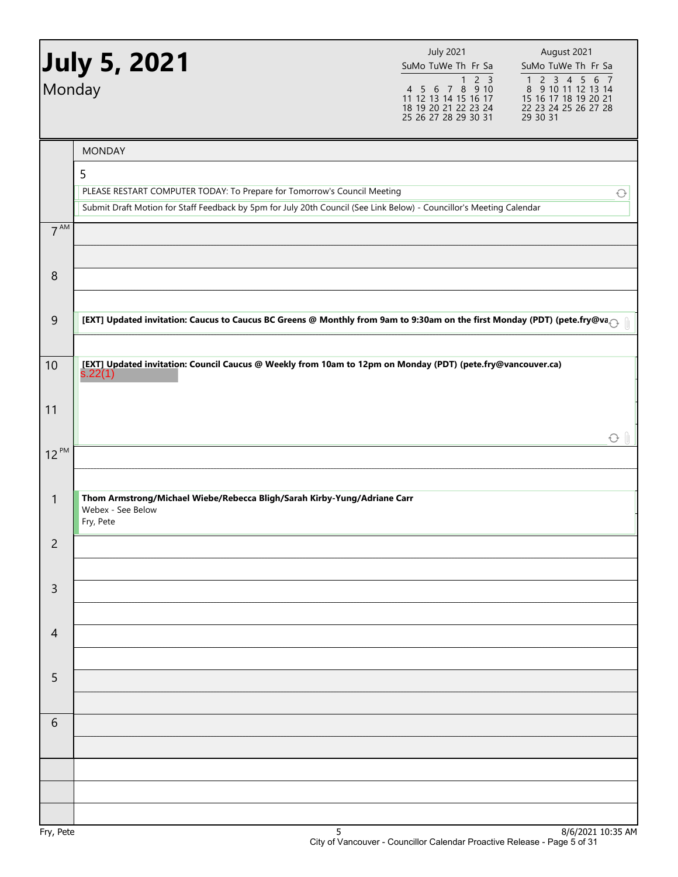# July 5, 2021

Monday

| July 2021 | | | | | | |
|---|---|---|---|---|---|---|
| Su | Mo | Tu | We | Th | Fr | Sa |
| | | | | 1 | 2 | 3 |
| 4 | 5 | 6 | 7 | 8 | 9 | 10 |
| 11 | 12 | 13 | 14 | 15 | 16 | 17 |
| 18 | 19 | 20 | 21 | 22 | 23 | 24 |
| 25 | 26 | 27 | 28 | 29 | 30 | 31 |

| August 2021 | | | | | | |
|---|---|---|---|---|---|---|
| Su | Mo | Tu | We | Th | Fr | Sa |
| 1 | 2 | 3 | 4 | 5 | 6 | 7 |
| 8 | 9 | 10 | 11 | 12 | 13 | 14 |
| 15 | 16 | 17 | 18 | 19 | 20 | 21 |
| 22 | 23 | 24 | 25 | 26 | 27 | 28 |
| 29 | 30 | 31 | | | | |

MONDAY

5

PLEASE RESTART COMPUTER TODAY: To Prepare for Tomorrow's Council Meeting

Submit Draft Motion for Staff Feedback by 5pm for July 20th Council (See Link Below) - Councillor's Meeting Calendar

| Time | Event |
|---|---|
| 7 AM | |
| 8 | |
| 9 | **[EXT] Updated invitation: Caucus to Caucus BC Greens @ Monthly from 9am to 9:30am on the first Monday (PDT) (pete.fry@va** |
| 10 | **[EXT] Updated invitation: Council Caucus @ Weekly from 10am to 12pm on Monday (PDT) (pete.fry@vancouver.ca)** s.22(1) |
| 11 | |
| 12 PM | |
| 1 | **Thom Armstrong/Michael Wiebe/Rebecca Bligh/Sarah Kirby-Yung/Adriane Carr** Webex - See Below Fry, Pete |
| 2 | |
| 3 | |
| 4 | |
| 5 | |
| 6 | |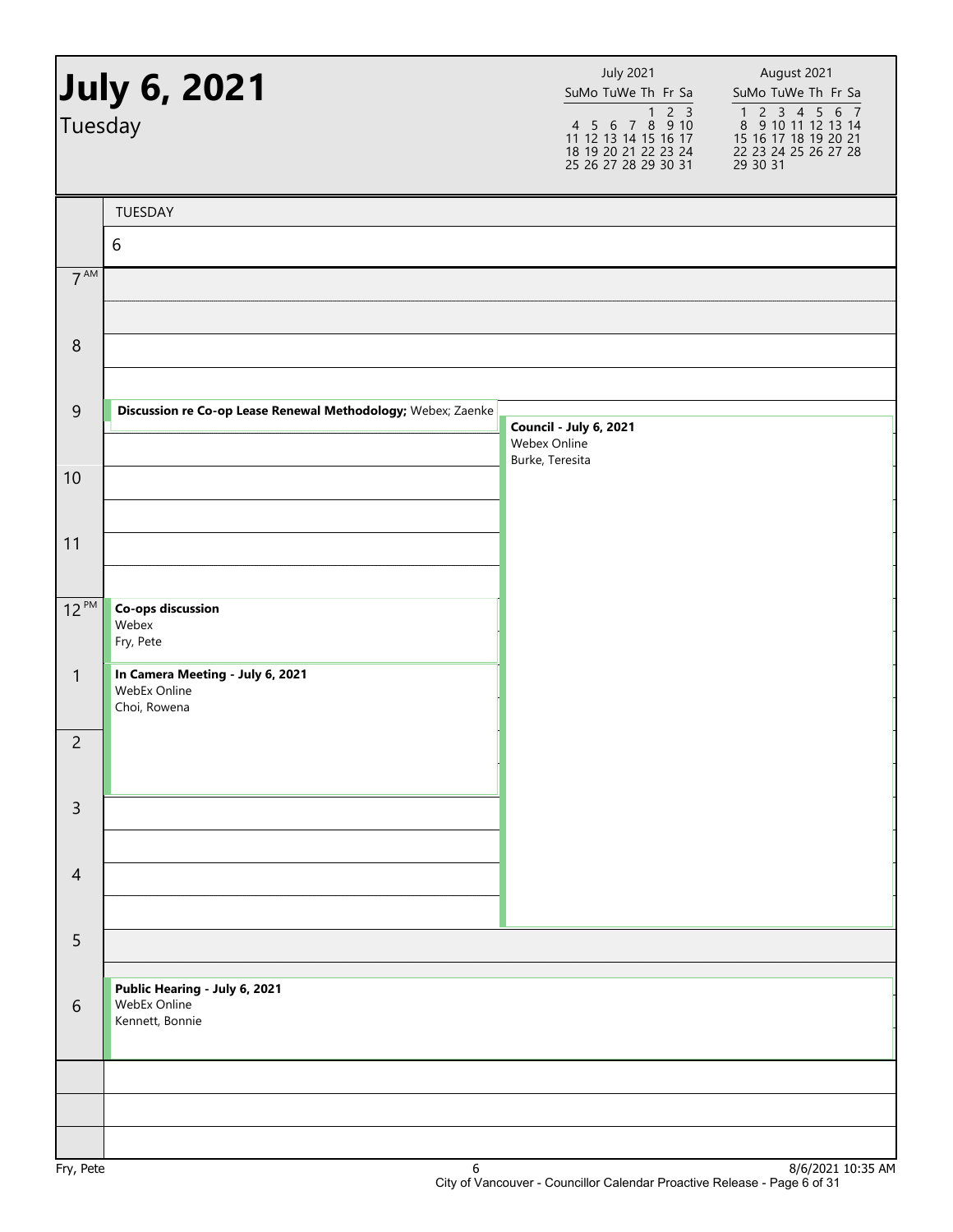# July 6, 2021

Tuesday

| July 2021 | | | | | | |
|---|---|---|---|---|---|---|
| Su | Mo | Tu | We | Th | Fr | Sa |
| | | | | 1 | 2 | 3 |
| 4 | 5 | 6 | 7 | 8 | 9 | 10 |
| 11 | 12 | 13 | 14 | 15 | 16 | 17 |
| 18 | 19 | 20 | 21 | 22 | 23 | 24 |
| 25 | 26 | 27 | 28 | 29 | 30 | 31 |

| August 2021 | | | | | | |
|---|---|---|---|---|---|---|
| Su | Mo | Tu | We | Th | Fr | Sa |
| 1 | 2 | 3 | 4 | 5 | 6 | 7 |
| 8 | 9 | 10 | 11 | 12 | 13 | 14 |
| 15 | 16 | 17 | 18 | 19 | 20 | 21 |
| 22 | 23 | 24 | 25 | 26 | 27 | 28 |
| 29 | 30 | 31 | | | | |

TUESDAY 6

| Time | Events | |
|---|---|---|
| 7 AM | | |
| 8 | | |
| 9 | **Discussion re Co-op Lease Renewal Methodology;** Webex; Zaenke | **Council - July 6, 2021**<br>Webex Online<br>Burke, Teresita |
| 10 | | |
| 11 | | |
| 12 PM | **Co-ops discussion**<br>Webex<br>Fry, Pete | |
| 1 | **In Camera Meeting - July 6, 2021**<br>WebEx Online<br>Choi, Rowena | |
| 2 | | |
| 3 | | |
| 4 | | |
| 5 | | |
| 6 | **Public Hearing - July 6, 2021**<br>WebEx Online<br>Kennett, Bonnie | |

Fry, Pete

8/6/2021 10:35 AM

City of Vancouver - Councillor Calendar Proactive Release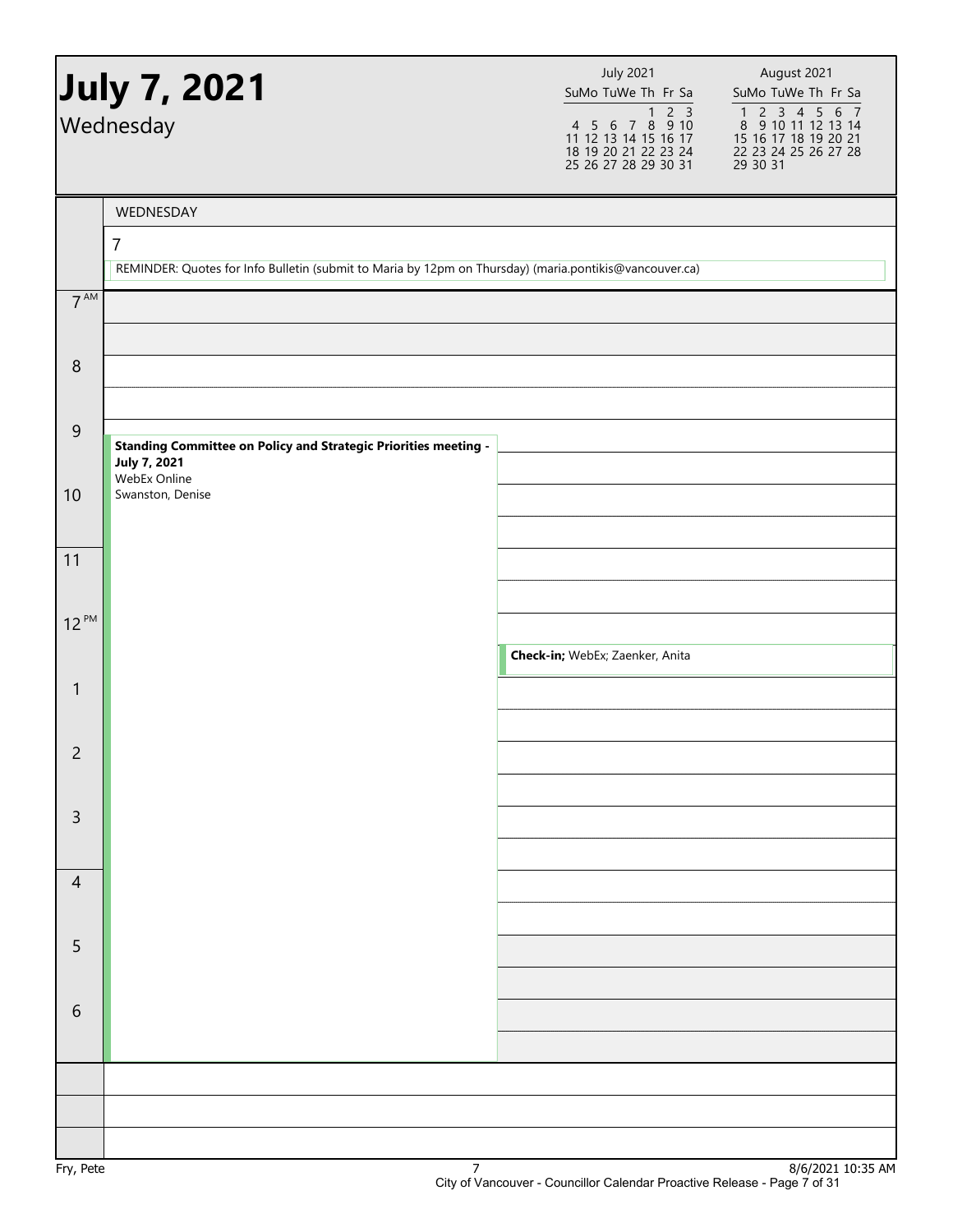# July 7, 2021

Wednesday

| July 2021 | | | | | | |
|---|---|---|---|---|---|---|
| Su | Mo | Tu | We | Th | Fr | Sa |
| | | | | 1 | 2 | 3 |
| 4 | 5 | 6 | 7 | 8 | 9 | 10 |
| 11 | 12 | 13 | 14 | 15 | 16 | 17 |
| 18 | 19 | 20 | 21 | 22 | 23 | 24 |
| 25 | 26 | 27 | 28 | 29 | 30 | 31 |

| August 2021 | | | | | | |
|---|---|---|---|---|---|---|
| Su | Mo | Tu | We | Th | Fr | Sa |
| 1 | 2 | 3 | 4 | 5 | 6 | 7 |
| 8 | 9 | 10 | 11 | 12 | 13 | 14 |
| 15 | 16 | 17 | 18 | 19 | 20 | 21 |
| 22 | 23 | 24 | 25 | 26 | 27 | 28 |
| 29 | 30 | 31 | | | | |

WEDNESDAY

7

REMINDER: Quotes for Info Bulletin (submit to Maria by 12pm on Thursday) (maria.pontikis@vancouver.ca)

| Time | Event |
|---|---|
| 7 AM | |
| 8 | |
| 9 | **Standing Committee on Policy and Strategic Priorities meeting - July 7, 2021**<br>WebEx Online<br>Swanston, Denise (9:30 AM – 7:00 PM) |
| 10 | |
| 11 | |
| 12 PM | **Check-in;** WebEx; Zaenker, Anita (12:30 PM) |
| 1 | |
| 2 | |
| 3 | |
| 4 | |
| 5 | |
| 6 | |

Fry, Pete

8/6/2021 10:35 AM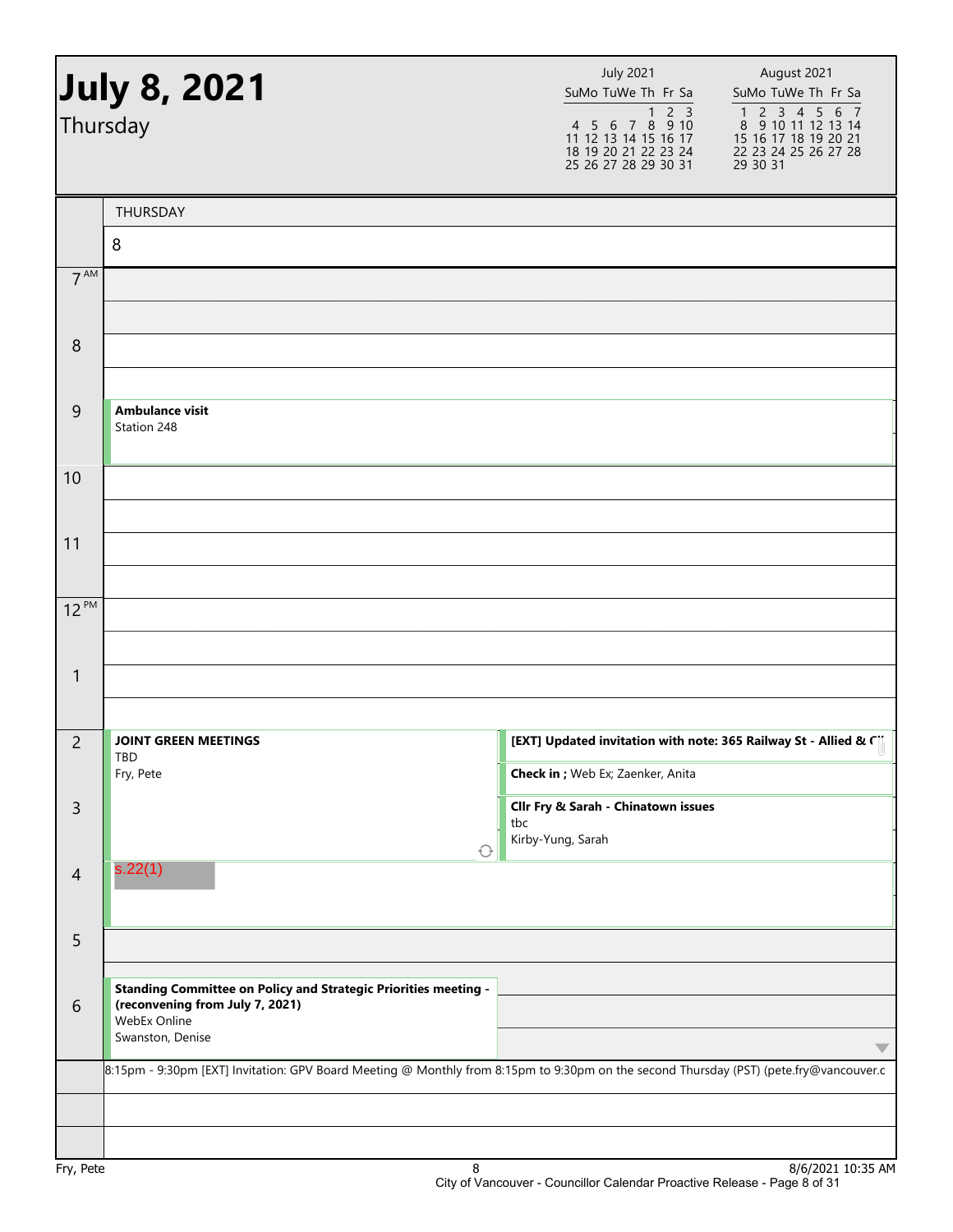# July 8, 2021

Thursday

| July 2021 | | | | | | |
|---|---|---|---|---|---|---|
| Su | Mo | Tu | We | Th | Fr | Sa |
| | | | | 1 | 2 | 3 |
| 4 | 5 | 6 | 7 | 8 | 9 | 10 |
| 11 | 12 | 13 | 14 | 15 | 16 | 17 |
| 18 | 19 | 20 | 21 | 22 | 23 | 24 |
| 25 | 26 | 27 | 28 | 29 | 30 | 31 |

| August 2021 | | | | | | |
|---|---|---|---|---|---|---|
| Su | Mo | Tu | We | Th | Fr | Sa |
| 1 | 2 | 3 | 4 | 5 | 6 | 7 |
| 8 | 9 | 10 | 11 | 12 | 13 | 14 |
| 15 | 16 | 17 | 18 | 19 | 20 | 21 |
| 22 | 23 | 24 | 25 | 26 | 27 | 28 |
| 29 | 30 | 31 | | | | |

THURSDAY 8

| Time | Events | |
|---|---|---|
| 7 AM | | |
| 8 | | |
| 9 | **Ambulance visit** Station 248 | |
| 10 | | |
| 11 | | |
| 12 PM | | |
| 1 | | |
| 2 | **JOINT GREEN MEETINGS** TBD Fry, Pete | **[EXT] Updated invitation with note: 365 Railway St - Allied & C...** |
| | | **Check in ;** Web Ex; Zaenker, Anita |
| 3 | | **Cllr Fry & Sarah - Chinatown issues** tbc Kirby-Yung, Sarah |
| 4 | s.22(1) | |
| 5 | | |
| 6 | **Standing Committee on Policy and Strategic Priorities meeting - (reconvening from July 7, 2021)** WebEx Online Swanston, Denise | |

8:15pm - 9:30pm [EXT] Invitation: GPV Board Meeting @ Monthly from 8:15pm to 9:30pm on the second Thursday (PST) (pete.fry@vancouver.c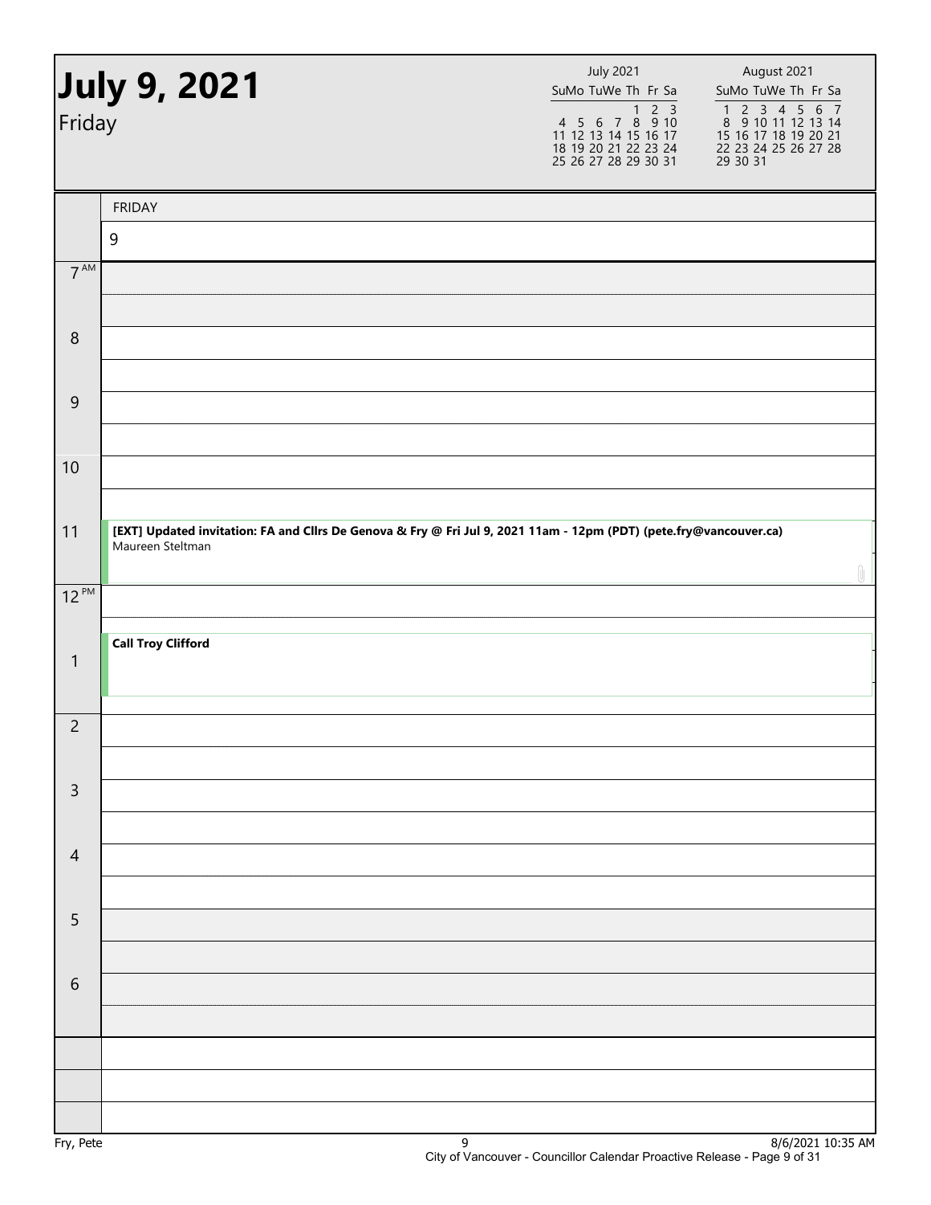# July 9, 2021

Friday

| July 2021 | | | | | | |
|---|---|---|---|---|---|---|
| Su | Mo | Tu | We | Th | Fr | Sa |
| | | | | 1 | 2 | 3 |
| 4 | 5 | 6 | 7 | 8 | 9 | 10 |
| 11 | 12 | 13 | 14 | 15 | 16 | 17 |
| 18 | 19 | 20 | 21 | 22 | 23 | 24 |
| 25 | 26 | 27 | 28 | 29 | 30 | 31 |

| August 2021 | | | | | | |
|---|---|---|---|---|---|---|
| Su | Mo | Tu | We | Th | Fr | Sa |
| 1 | 2 | 3 | 4 | 5 | 6 | 7 |
| 8 | 9 | 10 | 11 | 12 | 13 | 14 |
| 15 | 16 | 17 | 18 | 19 | 20 | 21 |
| 22 | 23 | 24 | 25 | 26 | 27 | 28 |
| 29 | 30 | 31 | | | | |

| | FRIDAY 9 |
|---|---|
| 7 AM | |
| 8 | |
| 9 | |
| 10 | |
| 11 | **[EXT] Updated invitation: FA and Cllrs De Genova & Fry @ Fri Jul 9, 2021 11am - 12pm (PDT) (pete.fry@vancouver.ca)** Maureen Steltman |
| 12 PM | |
| 1 | **Call Troy Clifford** |
| 2 | |
| 3 | |
| 4 | |
| 5 | |
| 6 | |

Fry, Pete

8/6/2021 10:35 AM

City of Vancouver - Councillor Calendar Proactive Release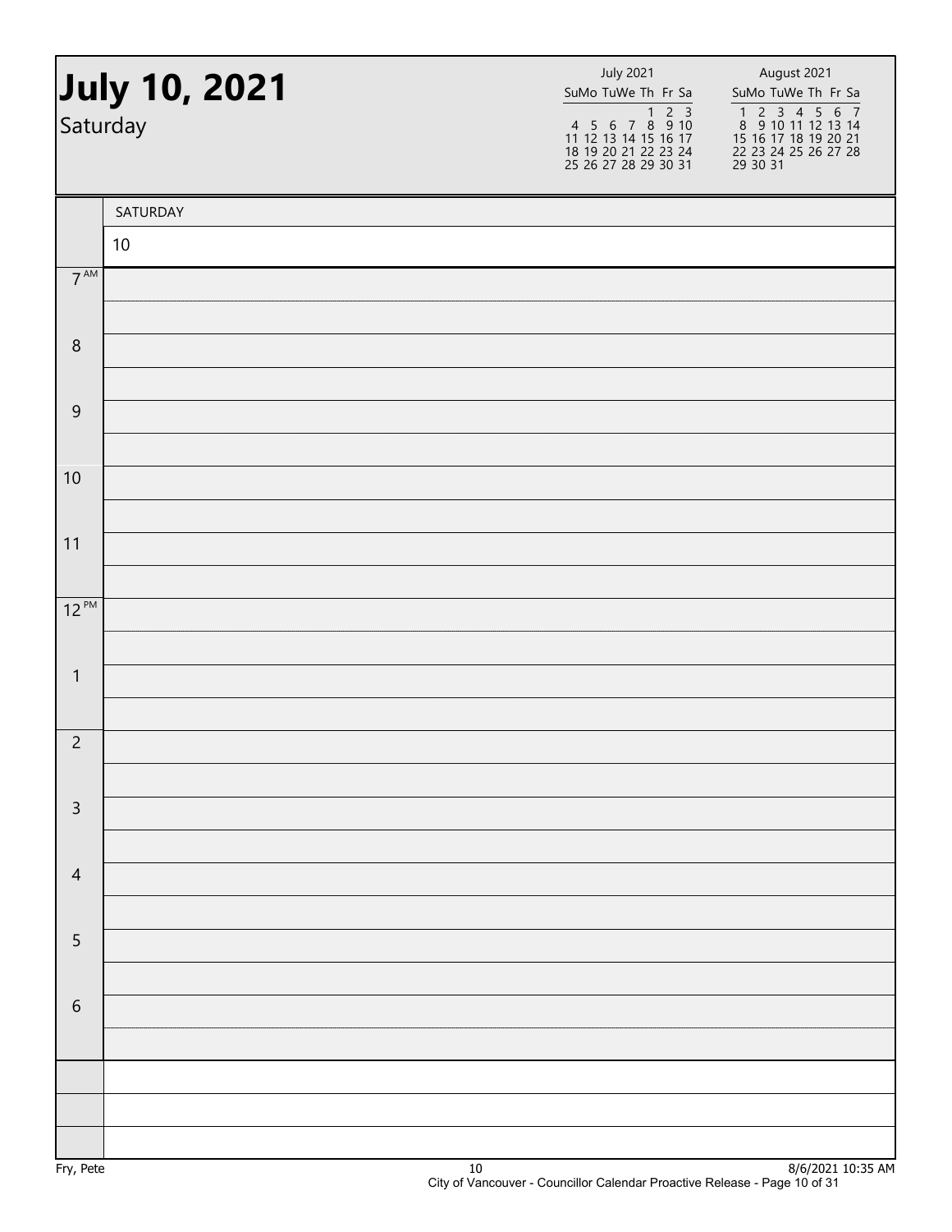# July 10, 2021

Saturday

| July 2021 | | | | | | |
|---|---|---|---|---|---|---|
| Su | Mo | Tu | We | Th | Fr | Sa |
| | | | | 1 | 2 | 3 |
| 4 | 5 | 6 | 7 | 8 | 9 | 10 |
| 11 | 12 | 13 | 14 | 15 | 16 | 17 |
| 18 | 19 | 20 | 21 | 22 | 23 | 24 |
| 25 | 26 | 27 | 28 | 29 | 30 | 31 |

| August 2021 | | | | | | |
|---|---|---|---|---|---|---|
| Su | Mo | Tu | We | Th | Fr | Sa |
| 1 | 2 | 3 | 4 | 5 | 6 | 7 |
| 8 | 9 | 10 | 11 | 12 | 13 | 14 |
| 15 | 16 | 17 | 18 | 19 | 20 | 21 |
| 22 | 23 | 24 | 25 | 26 | 27 | 28 |
| 29 | 30 | 31 | | | | |

| | SATURDAY |
|---|---|
| | 10 |
| 7 AM | |
| 8 | |
| 9 | |
| 10 | |
| 11 | |
| 12 PM | |
| 1 | |
| 2 | |
| 3 | |
| 4 | |
| 5 | |
| 6 | |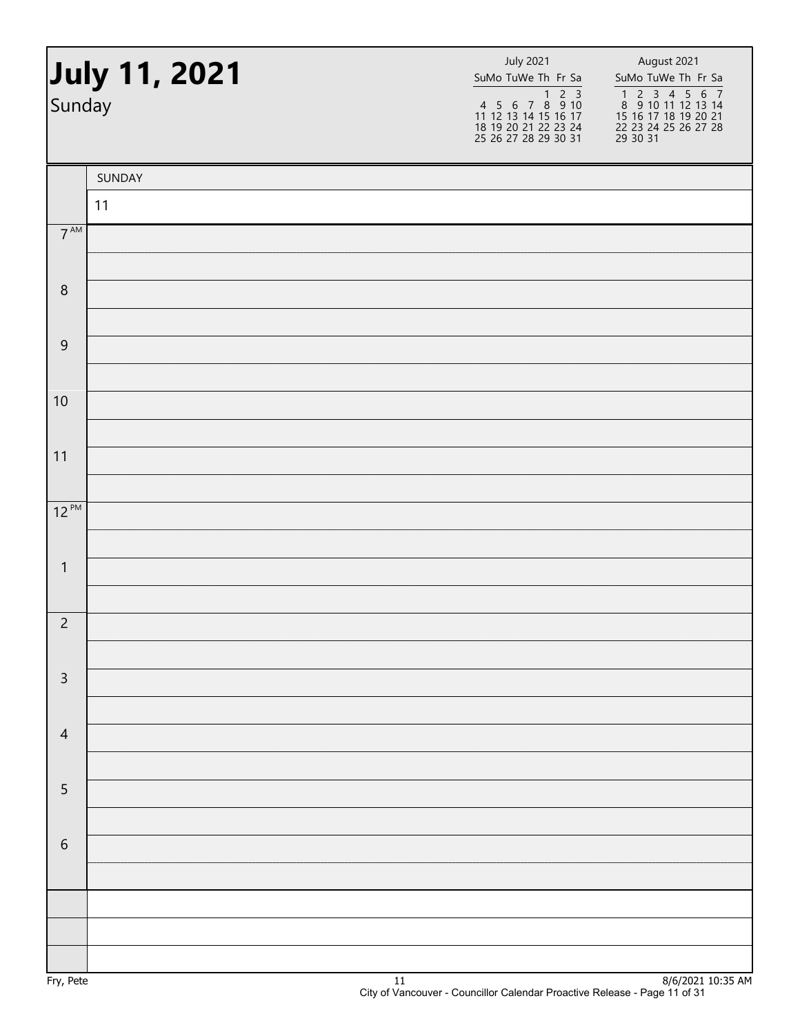# July 11, 2021

Sunday

| July 2021 | | | | | | |
|---|---|---|---|---|---|---|
| Su | Mo | Tu | We | Th | Fr | Sa |
| | | | | 1 | 2 | 3 |
| 4 | 5 | 6 | 7 | 8 | 9 | 10 |
| 11 | 12 | 13 | 14 | 15 | 16 | 17 |
| 18 | 19 | 20 | 21 | 22 | 23 | 24 |
| 25 | 26 | 27 | 28 | 29 | 30 | 31 |

| August 2021 | | | | | | |
|---|---|---|---|---|---|---|
| Su | Mo | Tu | We | Th | Fr | Sa |
| 1 | 2 | 3 | 4 | 5 | 6 | 7 |
| 8 | 9 | 10 | 11 | 12 | 13 | 14 |
| 15 | 16 | 17 | 18 | 19 | 20 | 21 |
| 22 | 23 | 24 | 25 | 26 | 27 | 28 |
| 29 | 30 | 31 | | | | |

| | SUNDAY |
|---|---|
| | 11 |
| 7 AM | |
| 8 | |
| 9 | |
| 10 | |
| 11 | |
| 12 PM | |
| 1 | |
| 2 | |
| 3 | |
| 4 | |
| 5 | |
| 6 | |

Fry, Pete

8/6/2021 10:35 AM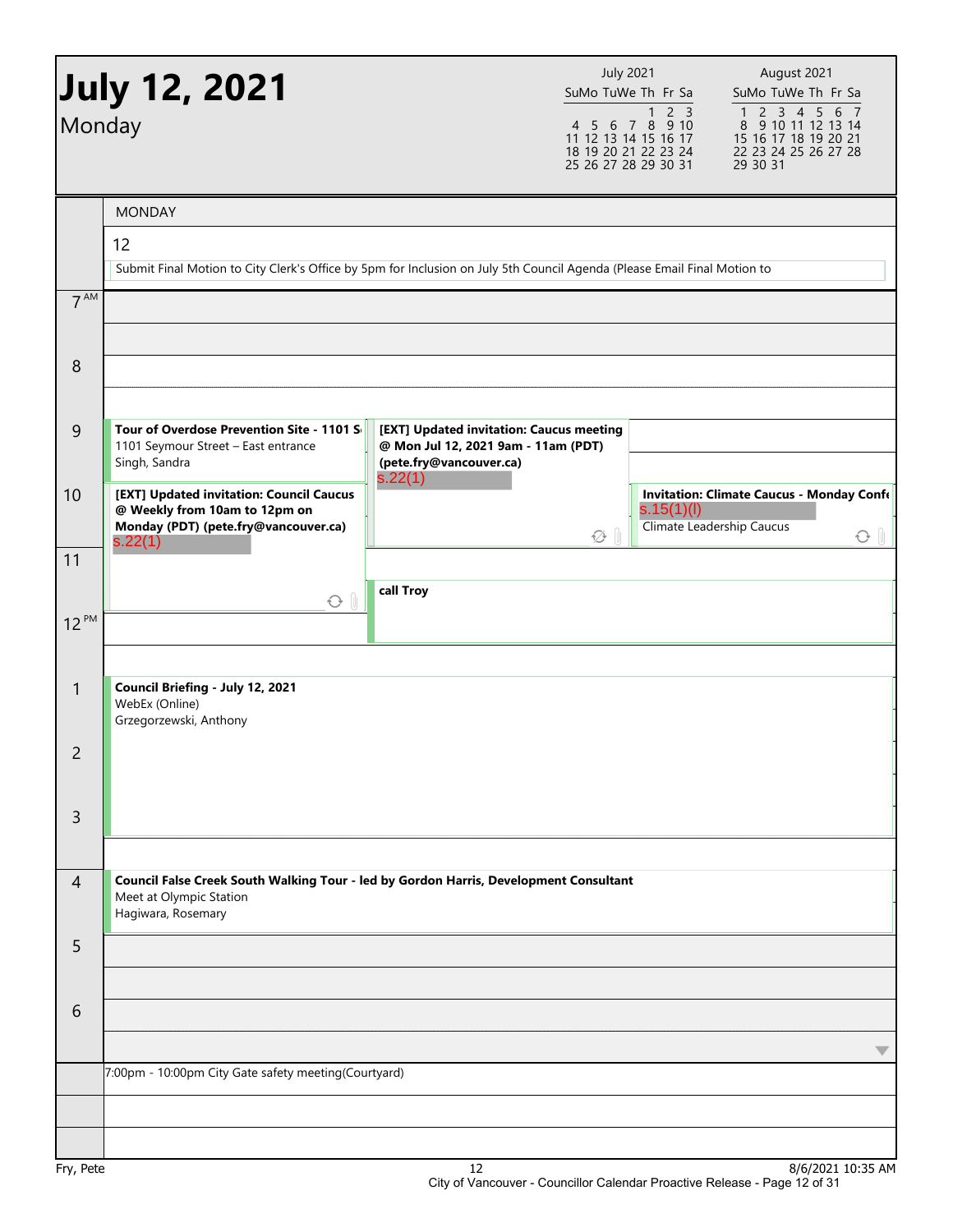# July 12, 2021

Monday

| July 2021 | | | | | | |
|---|---|---|---|---|---|---|
| Su | Mo | Tu | We | Th | Fr | Sa |
| | | | | 1 | 2 | 3 |
| 4 | 5 | 6 | 7 | 8 | 9 | 10 |
| 11 | 12 | 13 | 14 | 15 | 16 | 17 |
| 18 | 19 | 20 | 21 | 22 | 23 | 24 |
| 25 | 26 | 27 | 28 | 29 | 30 | 31 |

| August 2021 | | | | | | |
|---|---|---|---|---|---|---|
| Su | Mo | Tu | We | Th | Fr | Sa |
| 1 | 2 | 3 | 4 | 5 | 6 | 7 |
| 8 | 9 | 10 | 11 | 12 | 13 | 14 |
| 15 | 16 | 17 | 18 | 19 | 20 | 21 |
| 22 | 23 | 24 | 25 | 26 | 27 | 28 |
| 29 | 30 | 31 | | | | |

## MONDAY 12

Submit Final Motion to City Clerk's Office by 5pm for Inclusion on July 5th Council Agenda (Please Email Final Motion to

**9 AM**

- **Tour of Overdose Prevention Site - 1101 S**
  1101 Seymour Street – East entrance
  Singh, Sandra
- **[EXT] Updated invitation: Caucus meeting @ Mon Jul 12, 2021 9am - 11am (PDT) (pete.fry@vancouver.ca)**
  s.22(1)

**10 AM**

- **[EXT] Updated invitation: Council Caucus @ Weekly from 10am to 12pm on Monday (PDT) (pete.fry@vancouver.ca)**
  s.22(1)
- **Invitation: Climate Caucus - Monday Conf**
  s.15(1)(l)
  Climate Leadership Caucus

**11 AM**

- **call Troy**

**1 PM**

- **Council Briefing - July 12, 2021**
  WebEx (Online)
  Grzegorzewski, Anthony

**4 PM**

- **Council False Creek South Walking Tour - led by Gordon Harris, Development Consultant**
  Meet at Olympic Station
  Hagiwara, Rosemary

7:00pm - 10:00pm City Gate safety meeting(Courtyard)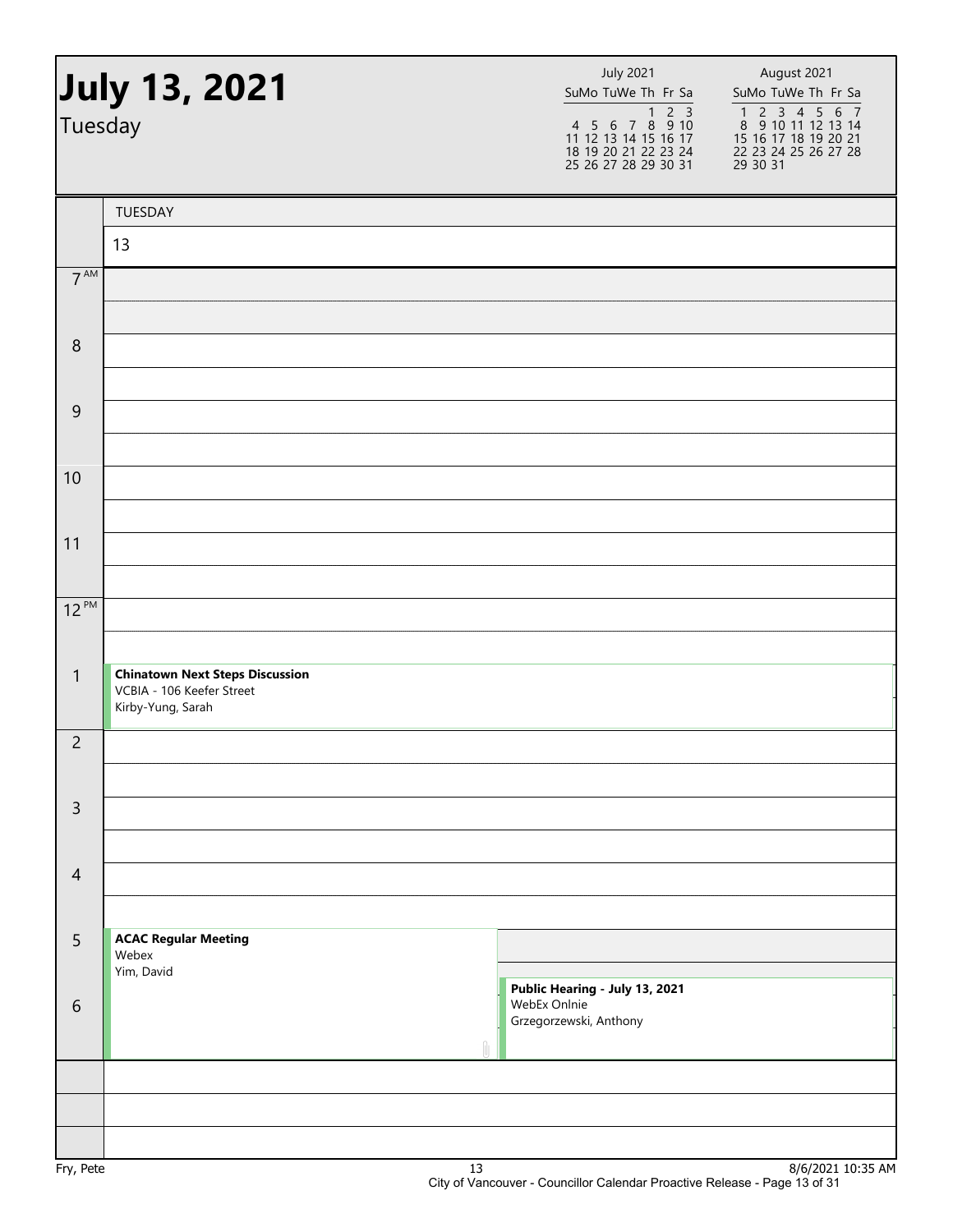# July 13, 2021

Tuesday

| July 2021 | | | | | | |
|---|---|---|---|---|---|---|
| Su | Mo | Tu | We | Th | Fr | Sa |
| | | | | 1 | 2 | 3 |
| 4 | 5 | 6 | 7 | 8 | 9 | 10 |
| 11 | 12 | 13 | 14 | 15 | 16 | 17 |
| 18 | 19 | 20 | 21 | 22 | 23 | 24 |
| 25 | 26 | 27 | 28 | 29 | 30 | 31 |

| August 2021 | | | | | | |
|---|---|---|---|---|---|---|
| Su | Mo | Tu | We | Th | Fr | Sa |
| 1 | 2 | 3 | 4 | 5 | 6 | 7 |
| 8 | 9 | 10 | 11 | 12 | 13 | 14 |
| 15 | 16 | 17 | 18 | 19 | 20 | 21 |
| 22 | 23 | 24 | 25 | 26 | 27 | 28 |
| 29 | 30 | 31 | | | | |

TUESDAY 13

| Time | Event |
|---|---|
| 7 AM | |
| 8 | |
| 9 | |
| 10 | |
| 11 | |
| 12 PM | |
| 1 | **Chinatown Next Steps Discussion**<br>VCBIA - 106 Keefer Street<br>Kirby-Yung, Sarah |
| 2 | |
| 3 | |
| 4 | |
| 5 | **ACAC Regular Meeting**<br>Webex<br>Yim, David |
| 5:30 | **Public Hearing - July 13, 2021**<br>WebEx Onlnie<br>Grzegorzewski, Anthony |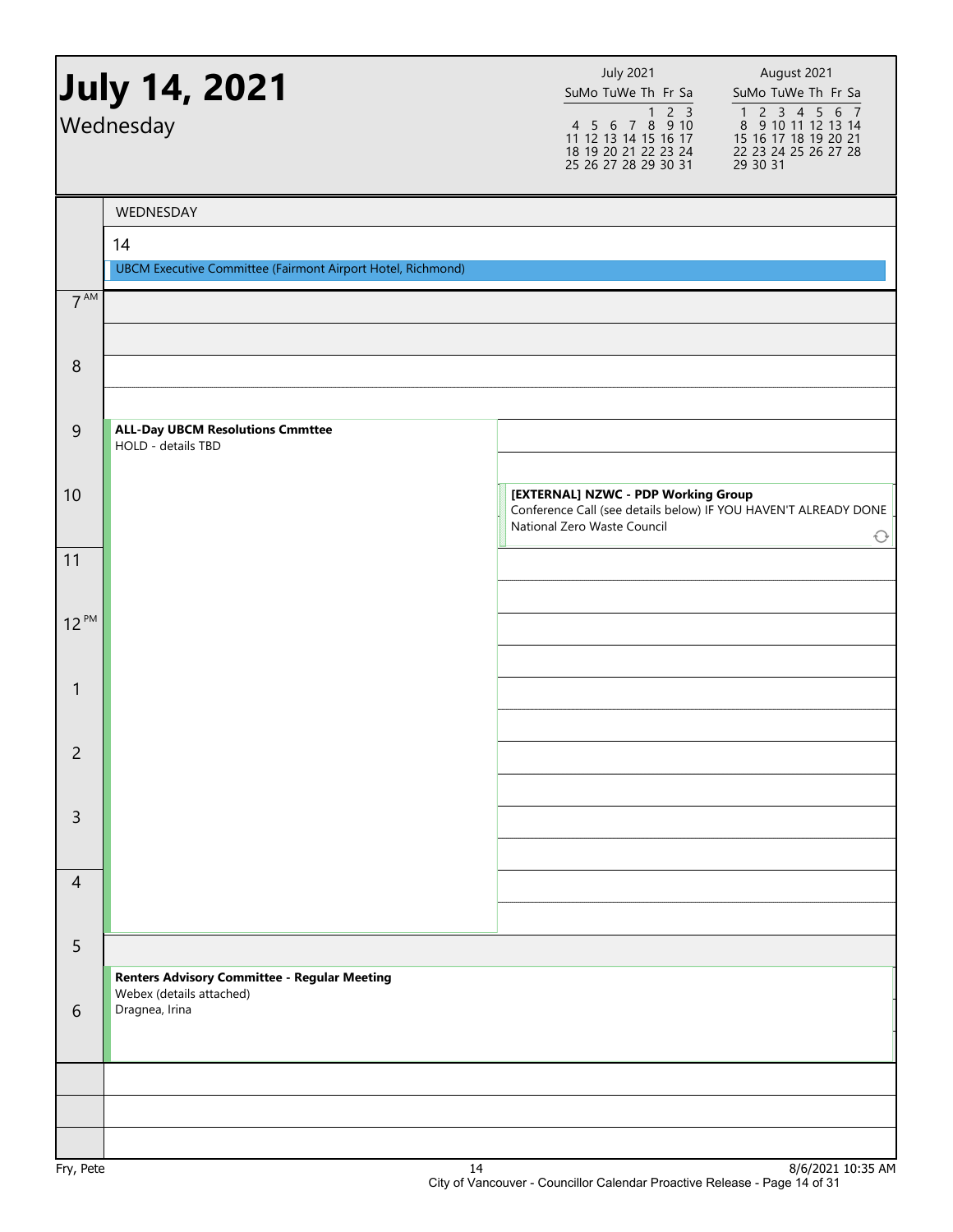# July 14, 2021

Wednesday

| July 2021 | | | | | | |
|---|---|---|---|---|---|---|
| Su | Mo | Tu | We | Th | Fr | Sa |
| | | | | 1 | 2 | 3 |
| 4 | 5 | 6 | 7 | 8 | 9 | 10 |
| 11 | 12 | 13 | 14 | 15 | 16 | 17 |
| 18 | 19 | 20 | 21 | 22 | 23 | 24 |
| 25 | 26 | 27 | 28 | 29 | 30 | 31 |

| August 2021 | | | | | | |
|---|---|---|---|---|---|---|
| Su | Mo | Tu | We | Th | Fr | Sa |
| 1 | 2 | 3 | 4 | 5 | 6 | 7 |
| 8 | 9 | 10 | 11 | 12 | 13 | 14 |
| 15 | 16 | 17 | 18 | 19 | 20 | 21 |
| 22 | 23 | 24 | 25 | 26 | 27 | 28 |
| 29 | 30 | 31 | | | | |

## WEDNESDAY 14

**All day:** UBCM Executive Committee (Fairmont Airport Hotel, Richmond)

| Time | Event |
|---|---|
| 9 AM – 5 PM | **ALL-Day UBCM Resolutions Cmmttee**<br>HOLD - details TBD |
| 10 AM – 11 AM | **[EXTERNAL] NZWC - PDP Working Group**<br>Conference Call (see details below) IF YOU HAVEN'T ALREADY DONE<br>National Zero Waste Council |
| 5:30 PM – 7 PM | **Renters Advisory Committee - Regular Meeting**<br>Webex (details attached)<br>Dragnea, Irina |

Fry, Pete

City of Vancouver - Councillor Calendar Proactive Release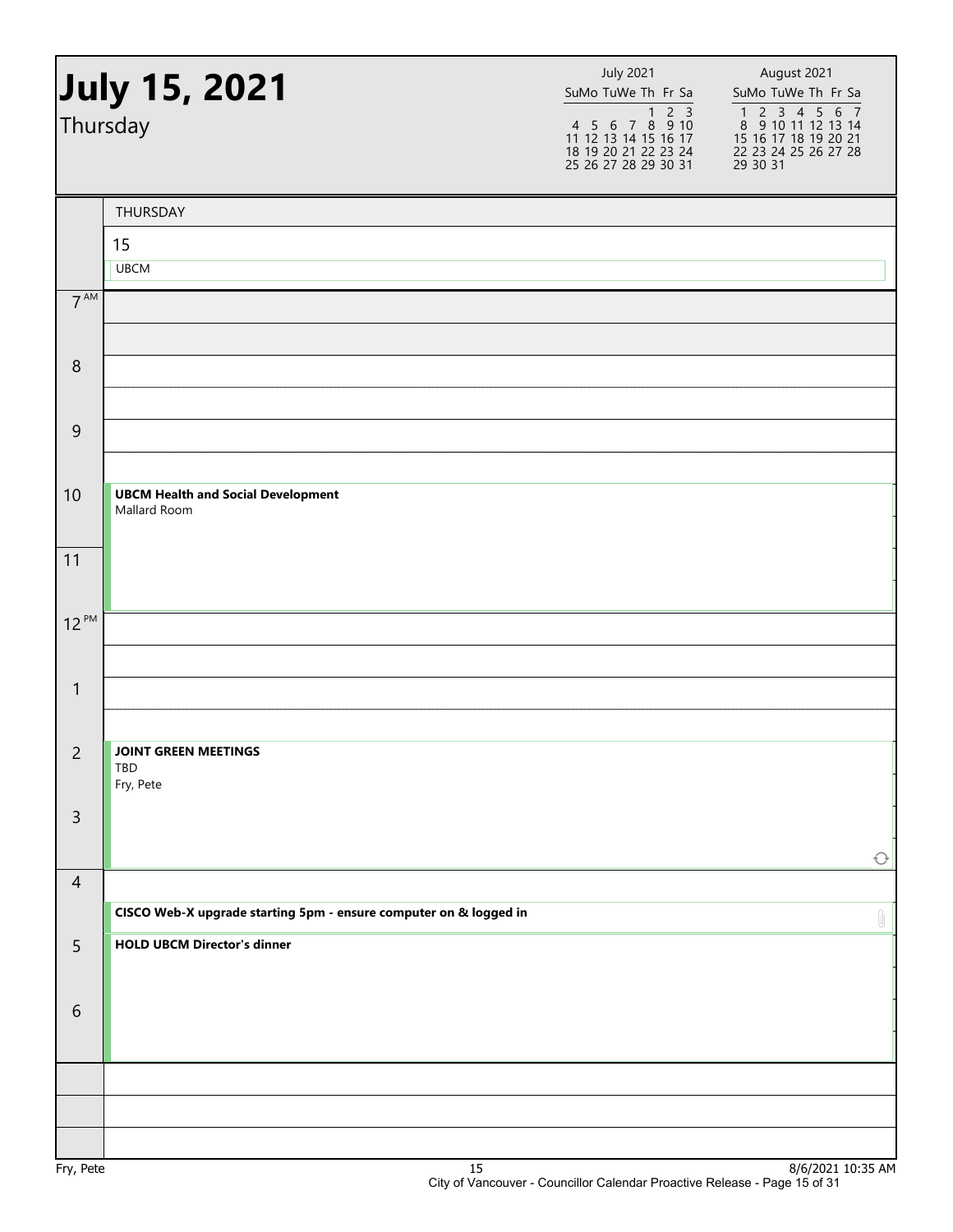# July 15, 2021

Thursday

| July 2021 | | | | | | |
|---|---|---|---|---|---|---|
| Su | Mo | Tu | We | Th | Fr | Sa |
| | | | | 1 | 2 | 3 |
| 4 | 5 | 6 | 7 | 8 | 9 | 10 |
| 11 | 12 | 13 | 14 | 15 | 16 | 17 |
| 18 | 19 | 20 | 21 | 22 | 23 | 24 |
| 25 | 26 | 27 | 28 | 29 | 30 | 31 |

| August 2021 | | | | | | |
|---|---|---|---|---|---|---|
| Su | Mo | Tu | We | Th | Fr | Sa |
| 1 | 2 | 3 | 4 | 5 | 6 | 7 |
| 8 | 9 | 10 | 11 | 12 | 13 | 14 |
| 15 | 16 | 17 | 18 | 19 | 20 | 21 |
| 22 | 23 | 24 | 25 | 26 | 27 | 28 |
| 29 | 30 | 31 | | | | |

THURSDAY

15

UBCM

| Time | Event |
|---|---|
| 7 AM | |
| 8 | |
| 9 | |
| 10 | **UBCM Health and Social Development** Mallard Room |
| 11 | |
| 12 PM | |
| 1 | |
| 2 | **JOINT GREEN MEETINGS** TBD Fry, Pete |
| 3 | |
| 4 | |
| 4:30 | **CISCO Web-X upgrade starting 5pm - ensure computer on & logged in** |
| 5 | **HOLD UBCM Director's dinner** |
| 6 | |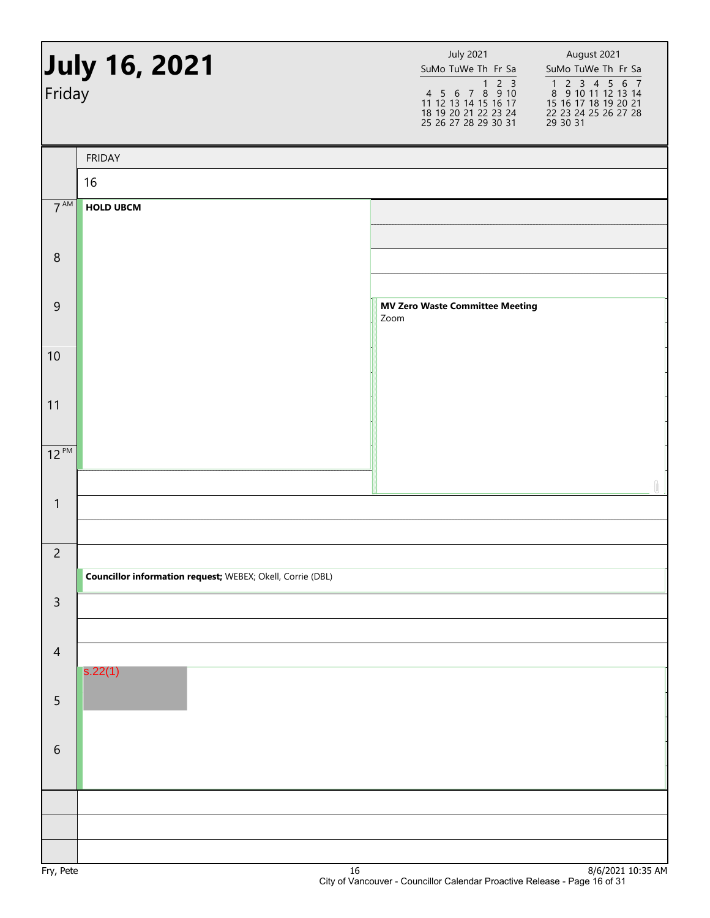# July 16, 2021

Friday

| July 2021 | | | | | | |
|---|---|---|---|---|---|---|
| Su | Mo | Tu | We | Th | Fr | Sa |
| | | | | 1 | 2 | 3 |
| 4 | 5 | 6 | 7 | 8 | 9 | 10 |
| 11 | 12 | 13 | 14 | 15 | 16 | 17 |
| 18 | 19 | 20 | 21 | 22 | 23 | 24 |
| 25 | 26 | 27 | 28 | 29 | 30 | 31 |

| August 2021 | | | | | | |
|---|---|---|---|---|---|---|
| Su | Mo | Tu | We | Th | Fr | Sa |
| 1 | 2 | 3 | 4 | 5 | 6 | 7 |
| 8 | 9 | 10 | 11 | 12 | 13 | 14 |
| 15 | 16 | 17 | 18 | 19 | 20 | 21 |
| 22 | 23 | 24 | 25 | 26 | 27 | 28 |
| 29 | 30 | 31 | | | | |

FRIDAY 16

| Time | Event |
|---|---|
| 7 AM – 12:30 PM | **HOLD UBCM** |
| 9 AM – 1 PM | **MV Zero Waste Committee Meeting** Zoom |
| 2:30 PM | **Councillor information request;** WEBEX; Okell, Corrie (DBL) |
| 4:30 PM – 7 PM | s.22(1) |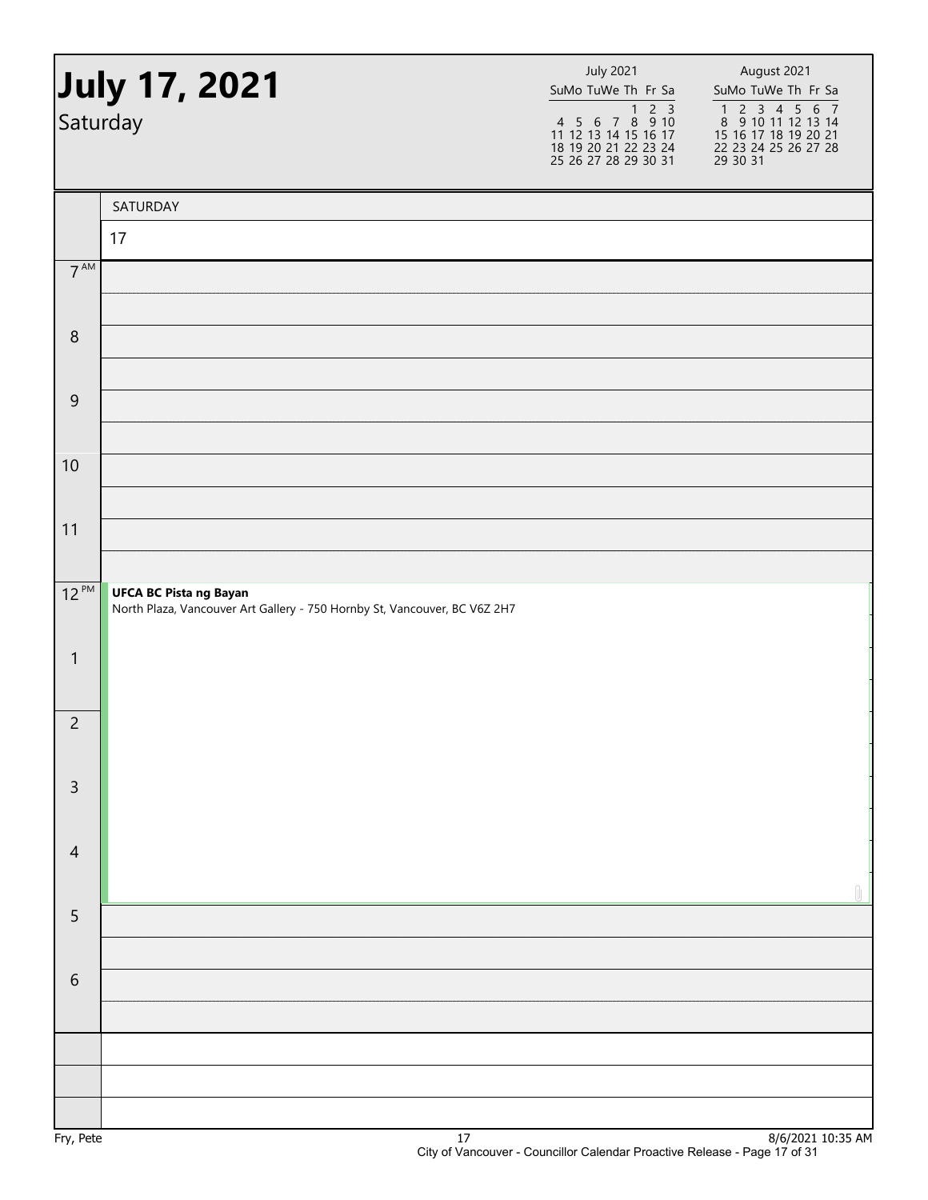# July 17, 2021

Saturday

| July 2021 | | | | | | |
|---|---|---|---|---|---|---|
| Su | Mo | Tu | We | Th | Fr | Sa |
| | | | | 1 | 2 | 3 |
| 4 | 5 | 6 | 7 | 8 | 9 | 10 |
| 11 | 12 | 13 | 14 | 15 | 16 | 17 |
| 18 | 19 | 20 | 21 | 22 | 23 | 24 |
| 25 | 26 | 27 | 28 | 29 | 30 | 31 |

| August 2021 | | | | | | |
|---|---|---|---|---|---|---|
| Su | Mo | Tu | We | Th | Fr | Sa |
| 1 | 2 | 3 | 4 | 5 | 6 | 7 |
| 8 | 9 | 10 | 11 | 12 | 13 | 14 |
| 15 | 16 | 17 | 18 | 19 | 20 | 21 |
| 22 | 23 | 24 | 25 | 26 | 27 | 28 |
| 29 | 30 | 31 | | | | |

SATURDAY

17

| Time | Event |
|---|---|
| 7 AM | |
| 8 | |
| 9 | |
| 10 | |
| 11 | |
| 12 PM | **UFCA BC Pista ng Bayan** North Plaza, Vancouver Art Gallery - 750 Hornby St, Vancouver, BC V6Z 2H7 |
| 1 | |
| 2 | |
| 3 | |
| 4 | |
| 5 | |
| 6 | |

Fry, Pete

8/6/2021 10:35 AM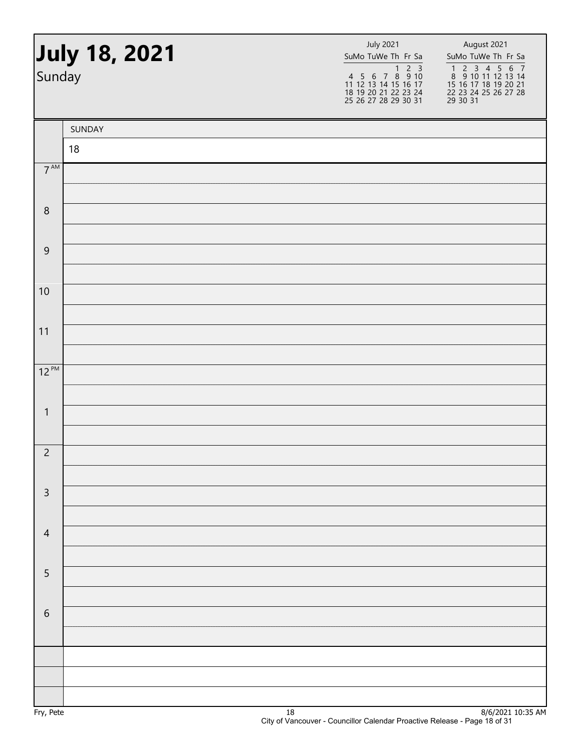# July 18, 2021

Sunday

| July 2021 | | | | | | |
|---|---|---|---|---|---|---|
| Su | Mo | Tu | We | Th | Fr | Sa |
| | | | | 1 | 2 | 3 |
| 4 | 5 | 6 | 7 | 8 | 9 | 10 |
| 11 | 12 | 13 | 14 | 15 | 16 | 17 |
| 18 | 19 | 20 | 21 | 22 | 23 | 24 |
| 25 | 26 | 27 | 28 | 29 | 30 | 31 |

| August 2021 | | | | | | |
|---|---|---|---|---|---|---|
| Su | Mo | Tu | We | Th | Fr | Sa |
| 1 | 2 | 3 | 4 | 5 | 6 | 7 |
| 8 | 9 | 10 | 11 | 12 | 13 | 14 |
| 15 | 16 | 17 | 18 | 19 | 20 | 21 |
| 22 | 23 | 24 | 25 | 26 | 27 | 28 |
| 29 | 30 | 31 | | | | |

| | SUNDAY |
|---|---|
| | 18 |
| 7 AM | |
| 8 | |
| 9 | |
| 10 | |
| 11 | |
| 12 PM | |
| 1 | |
| 2 | |
| 3 | |
| 4 | |
| 5 | |
| 6 | |

Fry, Pete

8/6/2021 10:35 AM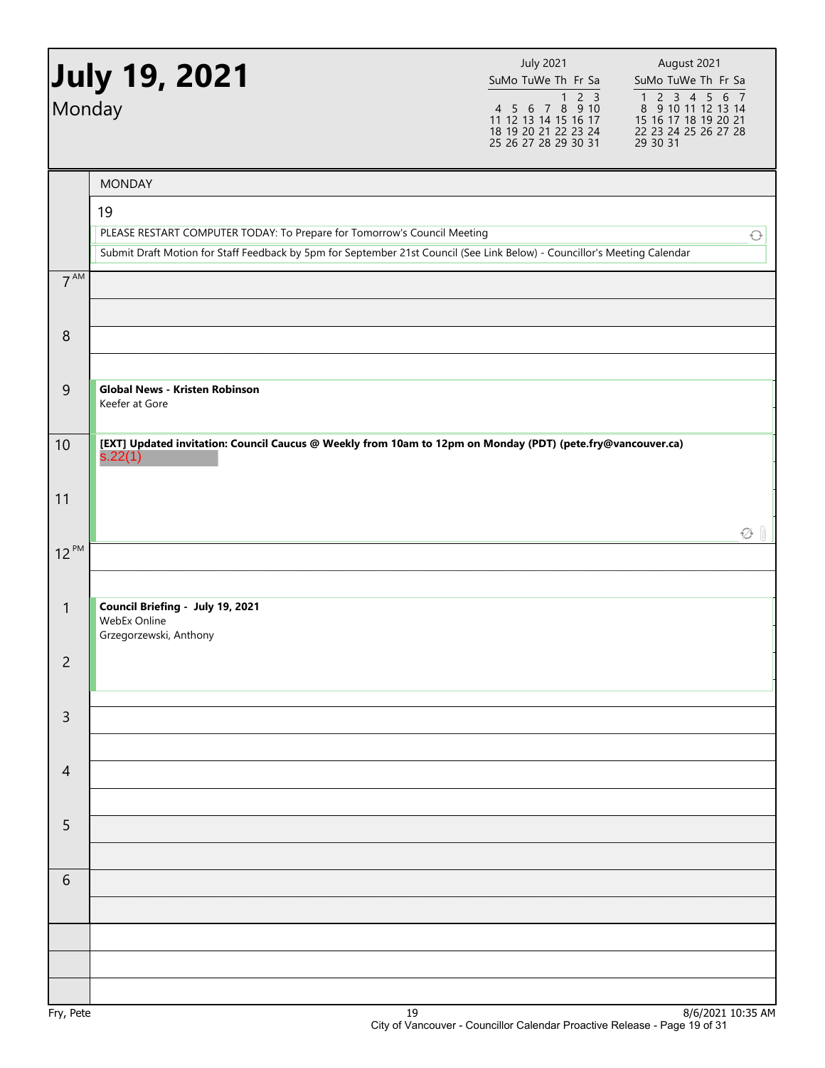# July 19, 2021

Monday

| July 2021 | | | | | | |
|---|---|---|---|---|---|---|
| Su | Mo | Tu | We | Th | Fr | Sa |
| | | | | 1 | 2 | 3 |
| 4 | 5 | 6 | 7 | 8 | 9 | 10 |
| 11 | 12 | 13 | 14 | 15 | 16 | 17 |
| 18 | 19 | 20 | 21 | 22 | 23 | 24 |
| 25 | 26 | 27 | 28 | 29 | 30 | 31 |

| August 2021 | | | | | | |
|---|---|---|---|---|---|---|
| Su | Mo | Tu | We | Th | Fr | Sa |
| 1 | 2 | 3 | 4 | 5 | 6 | 7 |
| 8 | 9 | 10 | 11 | 12 | 13 | 14 |
| 15 | 16 | 17 | 18 | 19 | 20 | 21 |
| 22 | 23 | 24 | 25 | 26 | 27 | 28 |
| 29 | 30 | 31 | | | | |

## MONDAY

19

- PLEASE RESTART COMPUTER TODAY: To Prepare for Tomorrow's Council Meeting
- Submit Draft Motion for Staff Feedback by 5pm for September 21st Council (See Link Below) - Councillor's Meeting Calendar

| Time | Event |
|---|---|
| 7 AM | |
| 8 | |
| 9 | **Global News - Kristen Robinson**<br>Keefer at Gore |
| 10 | **[EXT] Updated invitation: Council Caucus @ Weekly from 10am to 12pm on Monday (PDT) (pete.fry@vancouver.ca)**<br>s.22(1) |
| 11 | |
| 12 PM | |
| 1 | **Council Briefing - July 19, 2021**<br>WebEx Online<br>Grzegorzewski, Anthony |
| 2 | |
| 3 | |
| 4 | |
| 5 | |
| 6 | |

Fry, Pete

8/6/2021 10:35 AM

City of Vancouver - Councillor Calendar Proactive Release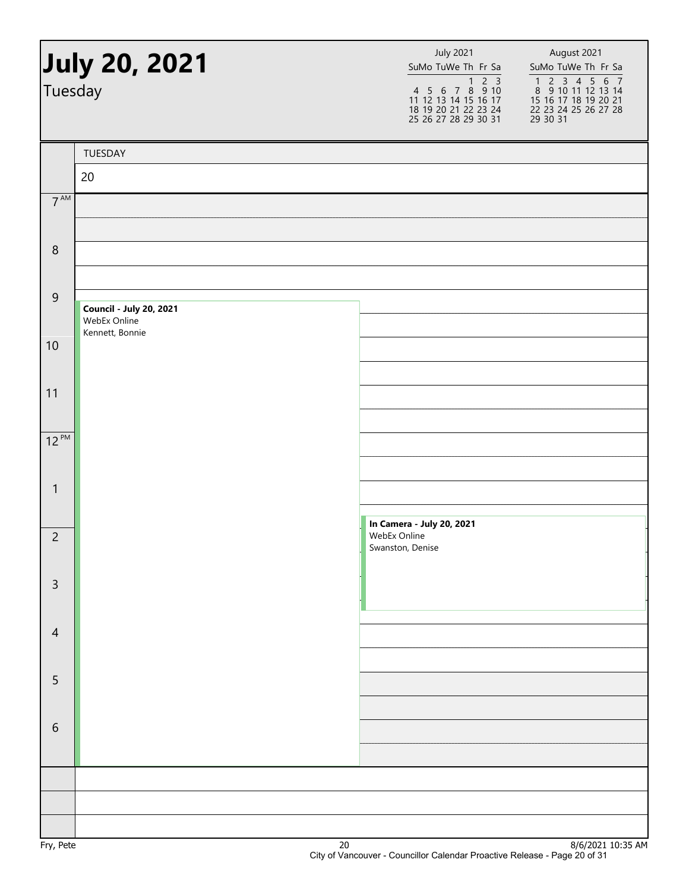# July 20, 2021

Tuesday

| July 2021 | | | | | | |
|---|---|---|---|---|---|---|
| Su | Mo | Tu | We | Th | Fr | Sa |
| | | | | 1 | 2 | 3 |
| 4 | 5 | 6 | 7 | 8 | 9 | 10 |
| 11 | 12 | 13 | 14 | 15 | 16 | 17 |
| 18 | 19 | 20 | 21 | 22 | 23 | 24 |
| 25 | 26 | 27 | 28 | 29 | 30 | 31 |

| August 2021 | | | | | | |
|---|---|---|---|---|---|---|
| Su | Mo | Tu | We | Th | Fr | Sa |
| 1 | 2 | 3 | 4 | 5 | 6 | 7 |
| 8 | 9 | 10 | 11 | 12 | 13 | 14 |
| 15 | 16 | 17 | 18 | 19 | 20 | 21 |
| 22 | 23 | 24 | 25 | 26 | 27 | 28 |
| 29 | 30 | 31 | | | | |

TUESDAY

20

| Time | Event |
|---|---|
| 7 AM | |
| 8 | |
| 9 | **Council - July 20, 2021**<br>WebEx Online<br>Kennett, Bonnie |
| 10 | |
| 11 | |
| 12 PM | |
| 1 | |
| 2 | **In Camera - July 20, 2021**<br>WebEx Online<br>Swanston, Denise |
| 3 | |
| 4 | |
| 5 | |
| 6 | |

Fry, Pete

8/6/2021 10:35 AM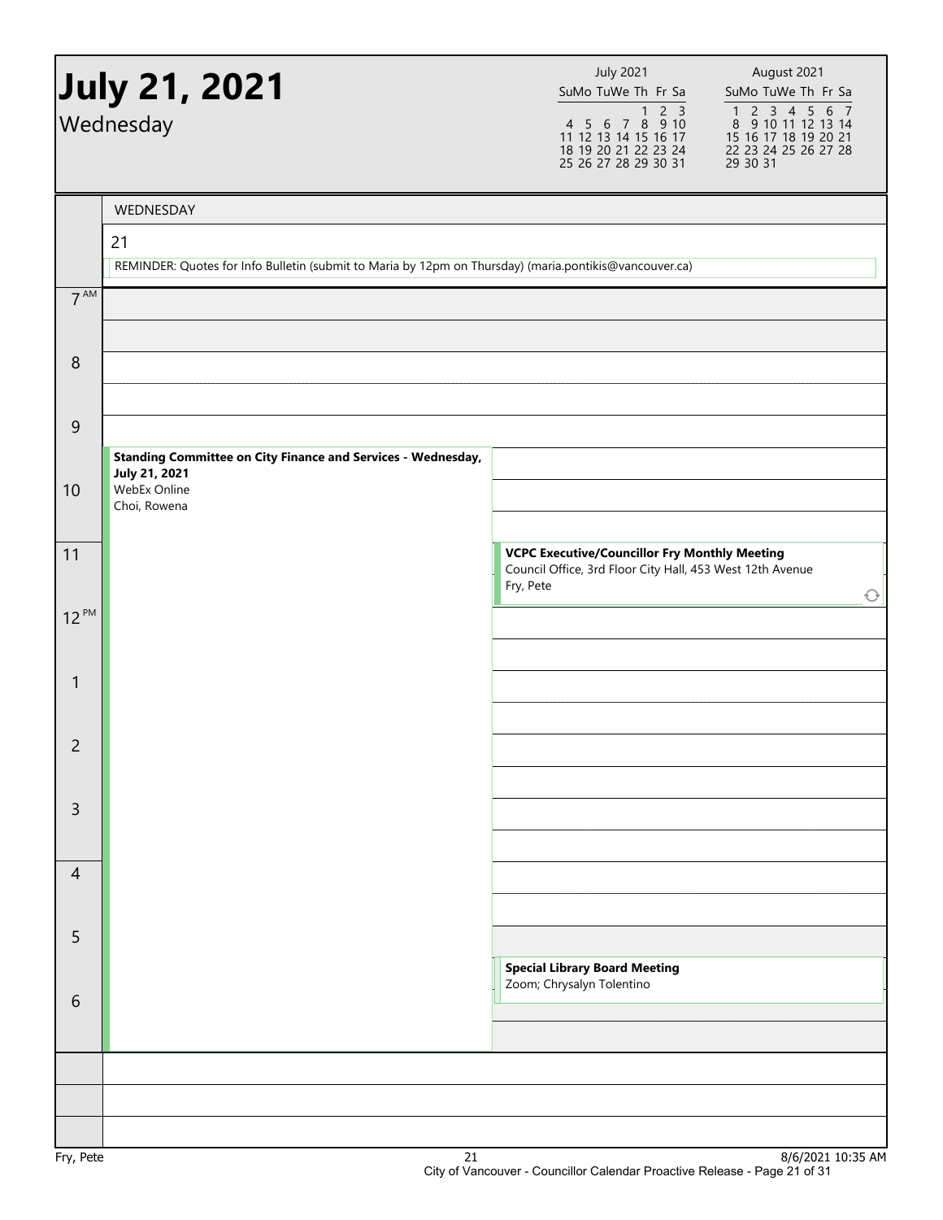# July 21, 2021

Wednesday

| July 2021 | | | | | | |
|---|---|---|---|---|---|---|
| Su | Mo | Tu | We | Th | Fr | Sa |
| | | | | 1 | 2 | 3 |
| 4 | 5 | 6 | 7 | 8 | 9 | 10 |
| 11 | 12 | 13 | 14 | 15 | 16 | 17 |
| 18 | 19 | 20 | 21 | 22 | 23 | 24 |
| 25 | 26 | 27 | 28 | 29 | 30 | 31 |

| August 2021 | | | | | | |
|---|---|---|---|---|---|---|
| Su | Mo | Tu | We | Th | Fr | Sa |
| 1 | 2 | 3 | 4 | 5 | 6 | 7 |
| 8 | 9 | 10 | 11 | 12 | 13 | 14 |
| 15 | 16 | 17 | 18 | 19 | 20 | 21 |
| 22 | 23 | 24 | 25 | 26 | 27 | 28 |
| 29 | 30 | 31 | | | | |

## WEDNESDAY 21

REMINDER: Quotes for Info Bulletin (submit to Maria by 12pm on Thursday) (maria.pontikis@vancouver.ca)

**9:30 AM – 7:00 PM**
**Standing Committee on City Finance and Services - Wednesday, July 21, 2021**
WebEx Online
Choi, Rowena

**11:00 AM – 12:00 PM**
**VCPC Executive/Councillor Fry Monthly Meeting**
Council Office, 3rd Floor City Hall, 453 West 12th Avenue
Fry, Pete

**5:30 PM – 6:30 PM**
**Special Library Board Meeting**
Zoom; Chrysalyn Tolentino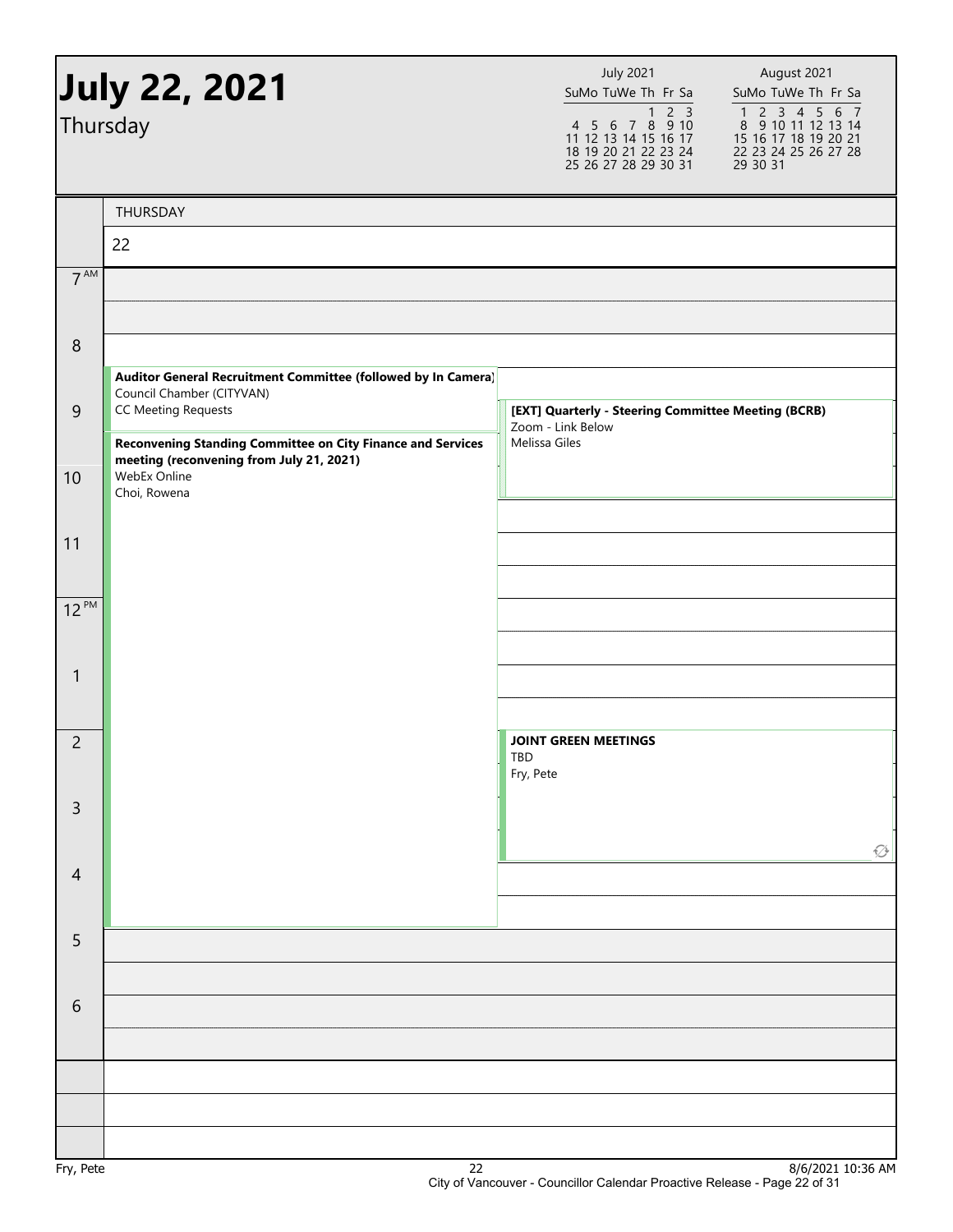# July 22, 2021

Thursday

| July 2021 | | | | | | |
|---|---|---|---|---|---|---|
| Su | Mo | Tu | We | Th | Fr | Sa |
| | | | | 1 | 2 | 3 |
| 4 | 5 | 6 | 7 | 8 | 9 | 10 |
| 11 | 12 | 13 | 14 | 15 | 16 | 17 |
| 18 | 19 | 20 | 21 | 22 | 23 | 24 |
| 25 | 26 | 27 | 28 | 29 | 30 | 31 |

| August 2021 | | | | | | |
|---|---|---|---|---|---|---|
| Su | Mo | Tu | We | Th | Fr | Sa |
| 1 | 2 | 3 | 4 | 5 | 6 | 7 |
| 8 | 9 | 10 | 11 | 12 | 13 | 14 |
| 15 | 16 | 17 | 18 | 19 | 20 | 21 |
| 22 | 23 | 24 | 25 | 26 | 27 | 28 |
| 29 | 30 | 31 | | | | |

## THURSDAY 22

**8:30 AM – 9:30 AM**
**Auditor General Recruitment Committee (followed by In Camera)**
Council Chamber (CITYVAN)
CC Meeting Requests

**9:00 AM – 10:30 AM**
**[EXT] Quarterly - Steering Committee Meeting (BCRB)**
Zoom - Link Below
Melissa Giles

**9:30 AM – 5:00 PM**
**Reconvening Standing Committee on City Finance and Services meeting (reconvening from July 21, 2021)**
WebEx Online
Choi, Rowena

**2:00 PM – 4:00 PM**
**JOINT GREEN MEETINGS**
TBD
Fry, Pete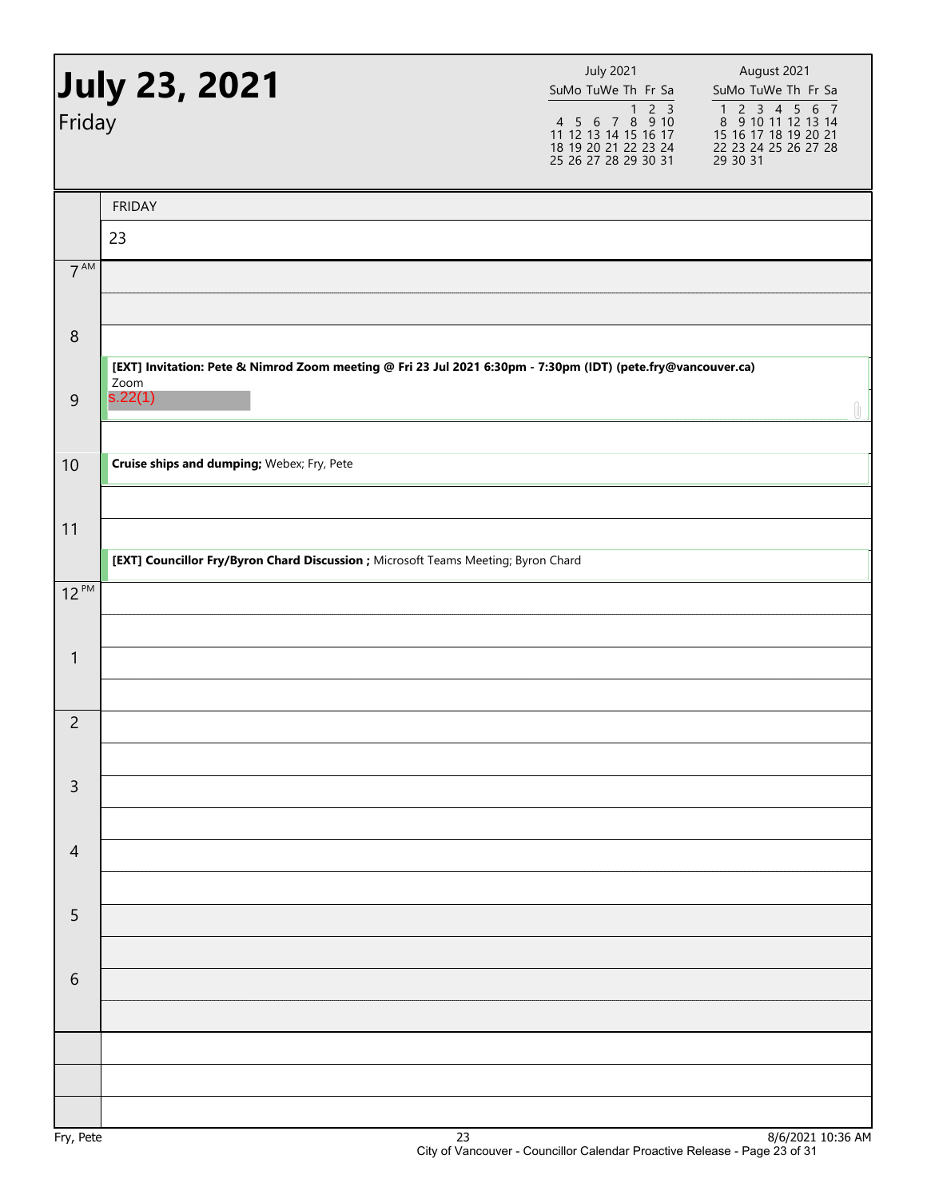# July 23, 2021

Friday

| July 2021 | | | | | | |
|---|---|---|---|---|---|---|
| Su | Mo | Tu | We | Th | Fr | Sa |
| | | | | 1 | 2 | 3 |
| 4 | 5 | 6 | 7 | 8 | 9 | 10 |
| 11 | 12 | 13 | 14 | 15 | 16 | 17 |
| 18 | 19 | 20 | 21 | 22 | 23 | 24 |
| 25 | 26 | 27 | 28 | 29 | 30 | 31 |

| August 2021 | | | | | | |
|---|---|---|---|---|---|---|
| Su | Mo | Tu | We | Th | Fr | Sa |
| 1 | 2 | 3 | 4 | 5 | 6 | 7 |
| 8 | 9 | 10 | 11 | 12 | 13 | 14 |
| 15 | 16 | 17 | 18 | 19 | 20 | 21 |
| 22 | 23 | 24 | 25 | 26 | 27 | 28 |
| 29 | 30 | 31 | | | | |

| Time | FRIDAY 23 |
|---|---|
| 7 AM | |
| 8 | |
| 8:30 – 9:30 | **[EXT] Invitation: Pete & Nimrod Zoom meeting @ Fri 23 Jul 2021 6:30pm - 7:30pm (IDT) (pete.fry@vancouver.ca)** Zoom s.22(1) |
| 10 | **Cruise ships and dumping;** Webex; Fry, Pete |
| 11 | |
| 11:30 | **[EXT] Councillor Fry/Byron Chard Discussion ;** Microsoft Teams Meeting; Byron Chard |
| 12 PM | |
| 1 | |
| 2 | |
| 3 | |
| 4 | |
| 5 | |
| 6 | |

Fry, Pete

8/6/2021 10:36 AM

City of Vancouver - Councillor Calendar Proactive Release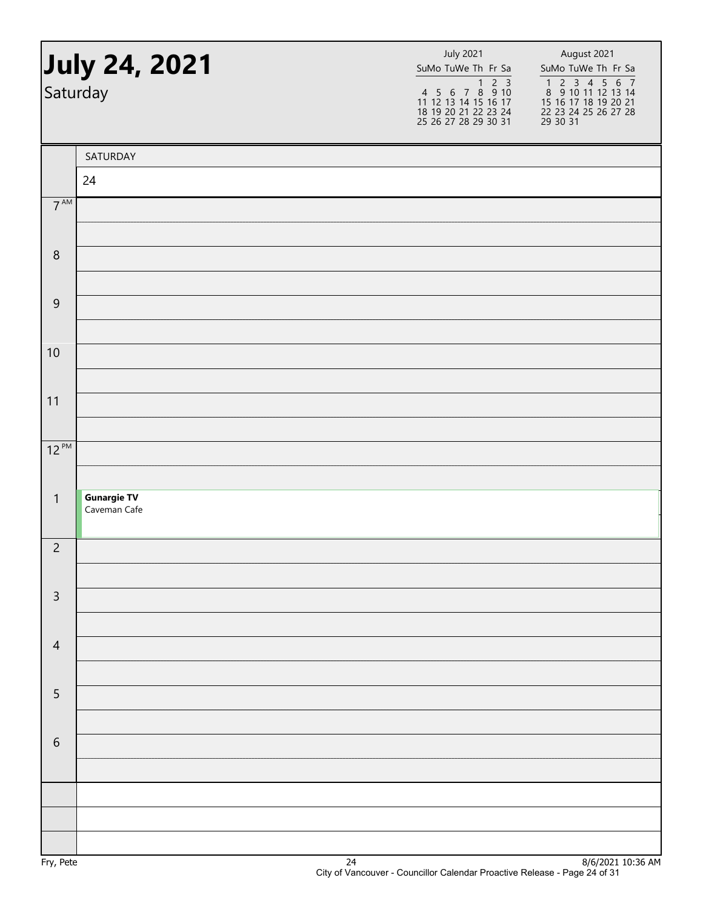# July 24, 2021

Saturday

| July 2021 | | | | | | |
|---|---|---|---|---|---|---|
| Su | Mo | Tu | We | Th | Fr | Sa |
| | | | | 1 | 2 | 3 |
| 4 | 5 | 6 | 7 | 8 | 9 | 10 |
| 11 | 12 | 13 | 14 | 15 | 16 | 17 |
| 18 | 19 | 20 | 21 | 22 | 23 | 24 |
| 25 | 26 | 27 | 28 | 29 | 30 | 31 |

| August 2021 | | | | | | |
|---|---|---|---|---|---|---|
| Su | Mo | Tu | We | Th | Fr | Sa |
| 1 | 2 | 3 | 4 | 5 | 6 | 7 |
| 8 | 9 | 10 | 11 | 12 | 13 | 14 |
| 15 | 16 | 17 | 18 | 19 | 20 | 21 |
| 22 | 23 | 24 | 25 | 26 | 27 | 28 |
| 29 | 30 | 31 | | | | |

| | SATURDAY 24 |
|---|---|
| 7 AM | |
| 8 | |
| 9 | |
| 10 | |
| 11 | |
| 12 PM | |
| 1 | **Gunargie TV** Caveman Cafe |
| 2 | |
| 3 | |
| 4 | |
| 5 | |
| 6 | |

Fry, Pete

8/6/2021 10:36 AM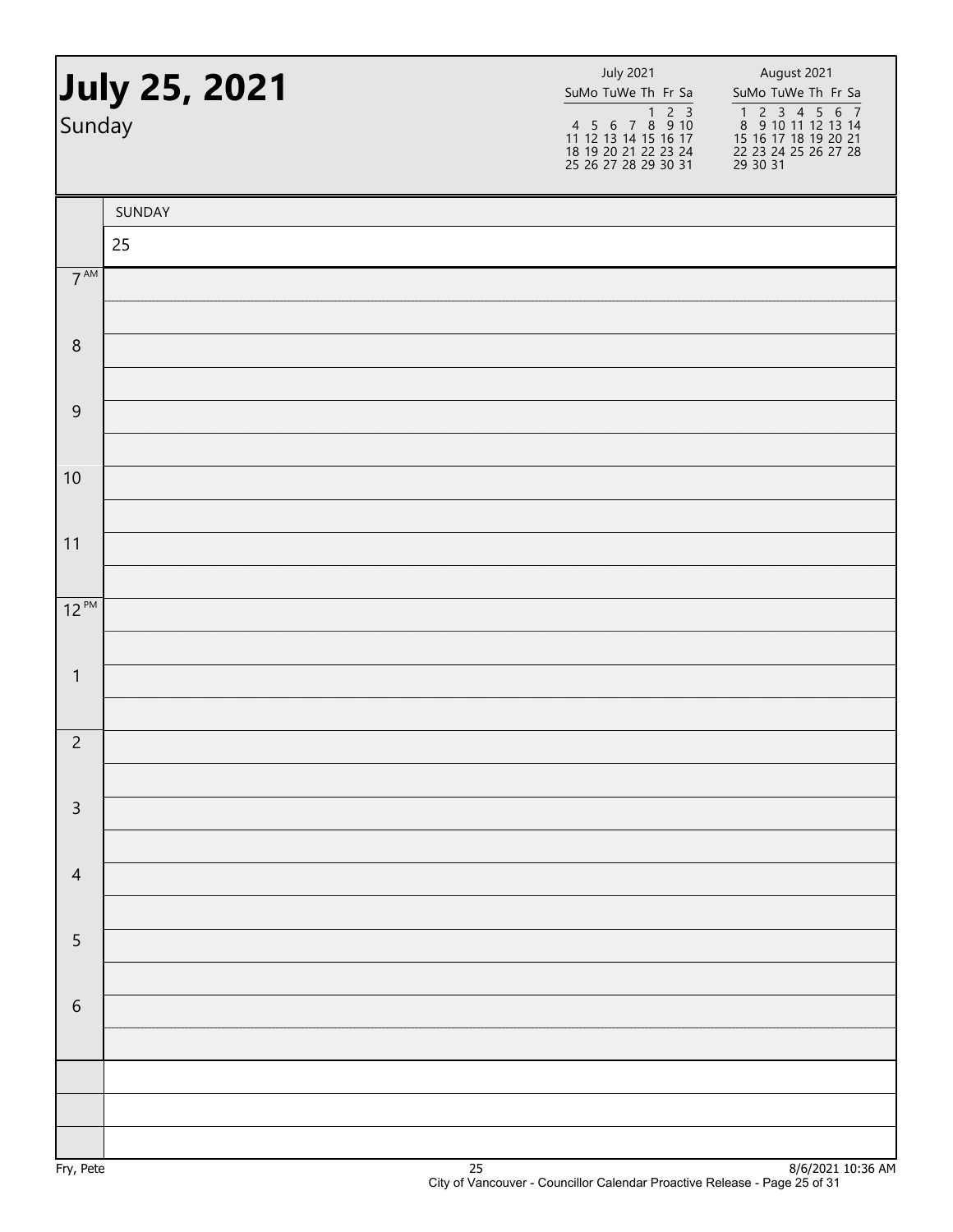# July 25, 2021

Sunday

**July 2021**

| Su | Mo | Tu | We | Th | Fr | Sa |
|---|---|---|---|---|---|---|
| | | | | 1 | 2 | 3 |
| 4 | 5 | 6 | 7 | 8 | 9 | 10 |
| 11 | 12 | 13 | 14 | 15 | 16 | 17 |
| 18 | 19 | 20 | 21 | 22 | 23 | 24 |
| 25 | 26 | 27 | 28 | 29 | 30 | 31 |

**August 2021**

| Su | Mo | Tu | We | Th | Fr | Sa |
|---|---|---|---|---|---|---|
| 1 | 2 | 3 | 4 | 5 | 6 | 7 |
| 8 | 9 | 10 | 11 | 12 | 13 | 14 |
| 15 | 16 | 17 | 18 | 19 | 20 | 21 |
| 22 | 23 | 24 | 25 | 26 | 27 | 28 |
| 29 | 30 | 31 | | | | |

| | SUNDAY |
|---|---|
| | 25 |
| 7 AM | |
| 8 | |
| 9 | |
| 10 | |
| 11 | |
| 12 PM | |
| 1 | |
| 2 | |
| 3 | |
| 4 | |
| 5 | |
| 6 | |

Fry, Pete

8/6/2021 10:36 AM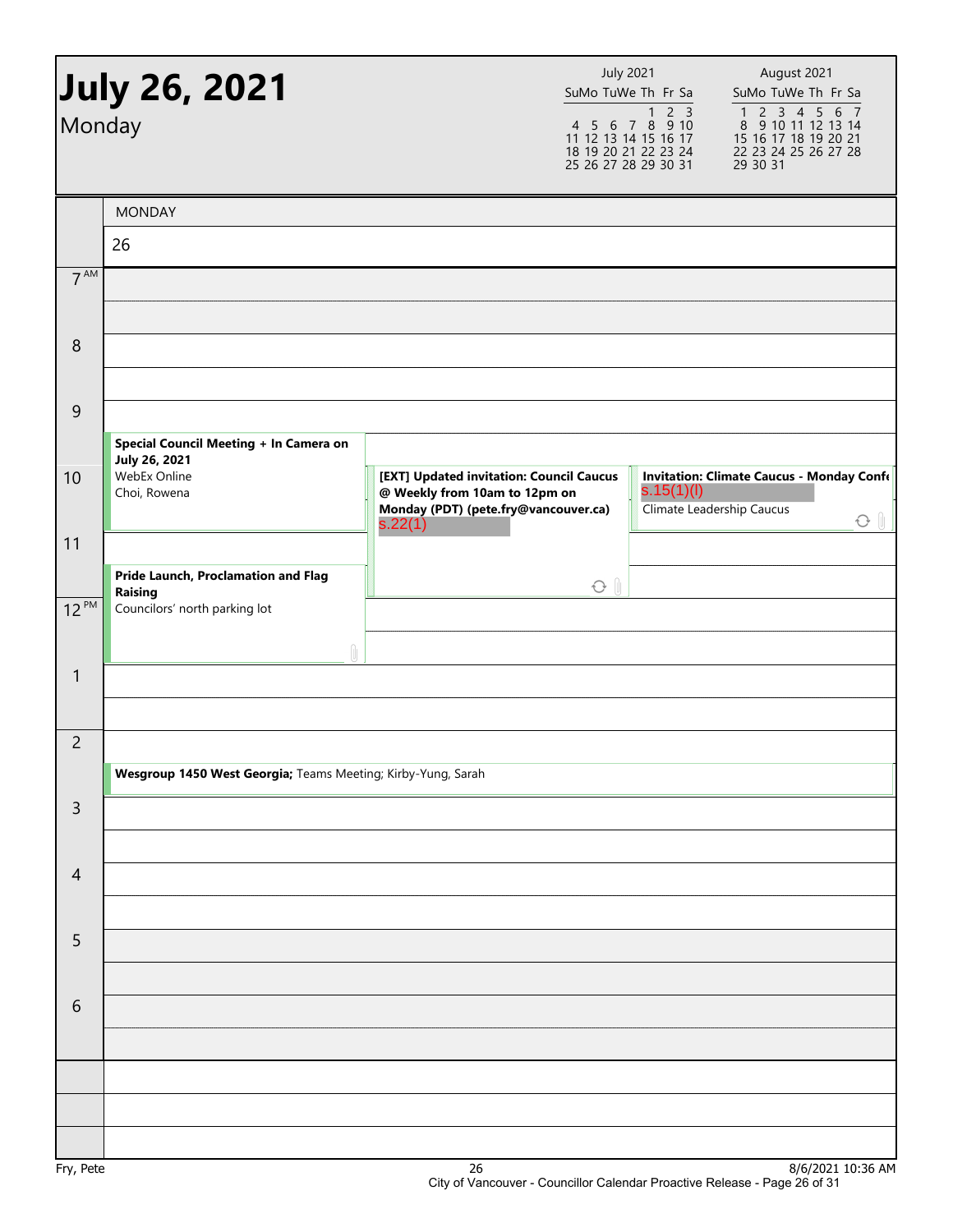# July 26, 2021

Monday

| July 2021 | | | | | | |
|---|---|---|---|---|---|---|
| Su | Mo | Tu | We | Th | Fr | Sa |
| | | | | 1 | 2 | 3 |
| 4 | 5 | 6 | 7 | 8 | 9 | 10 |
| 11 | 12 | 13 | 14 | 15 | 16 | 17 |
| 18 | 19 | 20 | 21 | 22 | 23 | 24 |
| 25 | 26 | 27 | 28 | 29 | 30 | 31 |

| August 2021 | | | | | | |
|---|---|---|---|---|---|---|
| Su | Mo | Tu | We | Th | Fr | Sa |
| 1 | 2 | 3 | 4 | 5 | 6 | 7 |
| 8 | 9 | 10 | 11 | 12 | 13 | 14 |
| 15 | 16 | 17 | 18 | 19 | 20 | 21 |
| 22 | 23 | 24 | 25 | 26 | 27 | 28 |
| 29 | 30 | 31 | | | | |

## MONDAY 26

**9:30 AM – 11:00 AM** — **Special Council Meeting + In Camera on July 26, 2021**
WebEx Online
Choi, Rowena

**10:00 AM – 12:00 PM** — **[EXT] Updated invitation: Council Caucus @ Weekly from 10am to 12pm on Monday (PDT) (pete.fry@vancouver.ca)**
s.22(1)

**10:00 AM – 11:00 AM** — **Invitation: Climate Caucus - Monday Confe**
s.15(1)(l)
Climate Leadership Caucus

**11:30 AM – 1:00 PM** — **Pride Launch, Proclamation and Flag Raising**
Councilors' north parking lot

**2:30 PM – 3:00 PM** — **Wesgroup 1450 West Georgia;** Teams Meeting; Kirby-Yung, Sarah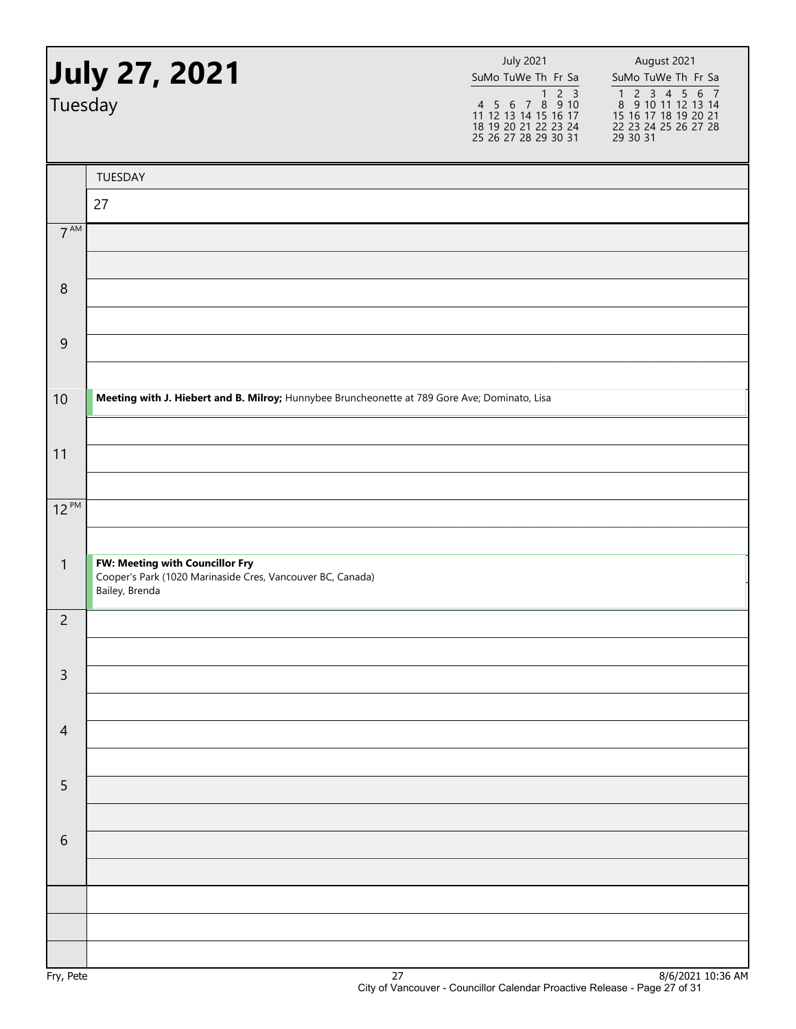# July 27, 2021

Tuesday

| July 2021 | | | | | | |
|---|---|---|---|---|---|---|
| Su | Mo | Tu | We | Th | Fr | Sa |
| | | | | 1 | 2 | 3 |
| 4 | 5 | 6 | 7 | 8 | 9 | 10 |
| 11 | 12 | 13 | 14 | 15 | 16 | 17 |
| 18 | 19 | 20 | 21 | 22 | 23 | 24 |
| 25 | 26 | 27 | 28 | 29 | 30 | 31 |

| August 2021 | | | | | | |
|---|---|---|---|---|---|---|
| Su | Mo | Tu | We | Th | Fr | Sa |
| 1 | 2 | 3 | 4 | 5 | 6 | 7 |
| 8 | 9 | 10 | 11 | 12 | 13 | 14 |
| 15 | 16 | 17 | 18 | 19 | 20 | 21 |
| 22 | 23 | 24 | 25 | 26 | 27 | 28 |
| 29 | 30 | 31 | | | | |

| | TUESDAY 27 |
|---|---|
| 7 AM | |
| 8 | |
| 9 | |
| 10 | **Meeting with J. Hiebert and B. Milroy;** Hunnybee Bruncheonette at 789 Gore Ave; Dominato, Lisa |
| 11 | |
| 12 PM | |
| 1 | **FW: Meeting with Councillor Fry** Cooper's Park (1020 Marinaside Cres, Vancouver BC, Canada) Bailey, Brenda |
| 2 | |
| 3 | |
| 4 | |
| 5 | |
| 6 | |

Fry, Pete

8/6/2021 10:36 AM

City of Vancouver - Councillor Calendar Proactive Release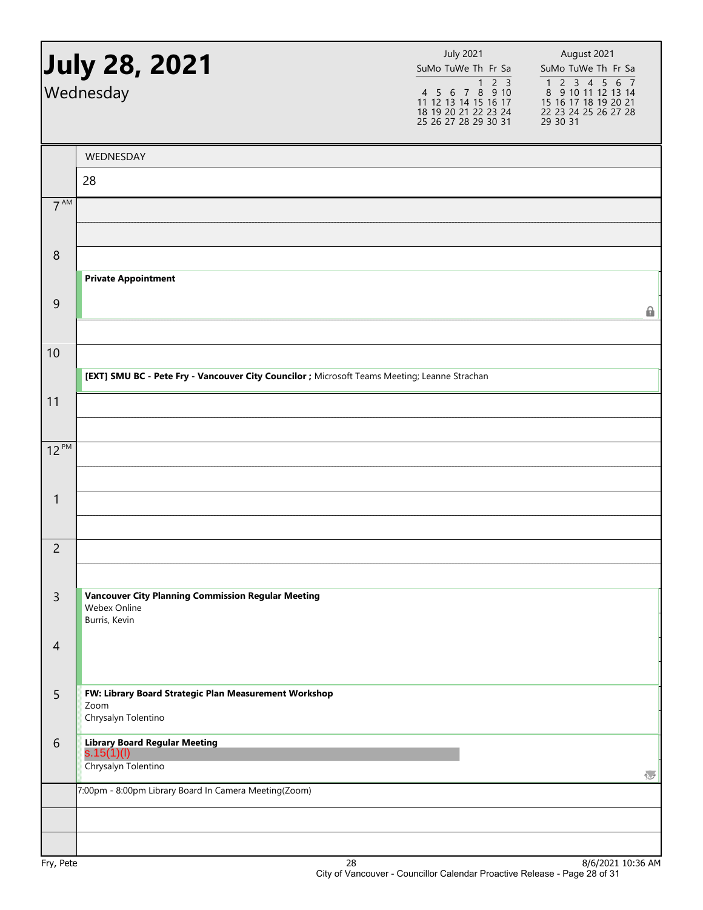# July 28, 2021

Wednesday

| July 2021 | | | | | | |
|---|---|---|---|---|---|---|
| Su | Mo | Tu | We | Th | Fr | Sa |
| | | | | 1 | 2 | 3 |
| 4 | 5 | 6 | 7 | 8 | 9 | 10 |
| 11 | 12 | 13 | 14 | 15 | 16 | 17 |
| 18 | 19 | 20 | 21 | 22 | 23 | 24 |
| 25 | 26 | 27 | 28 | 29 | 30 | 31 |

| August 2021 | | | | | | |
|---|---|---|---|---|---|---|
| Su | Mo | Tu | We | Th | Fr | Sa |
| 1 | 2 | 3 | 4 | 5 | 6 | 7 |
| 8 | 9 | 10 | 11 | 12 | 13 | 14 |
| 15 | 16 | 17 | 18 | 19 | 20 | 21 |
| 22 | 23 | 24 | 25 | 26 | 27 | 28 |
| 29 | 30 | 31 | | | | |

WEDNESDAY 28

| Time | Event |
|---|---|
| 7 AM | |
| 8 | |
| 8:30 – 9:30 | **Private Appointment** |
| 10 | |
| 10:30 – 11:00 | **[EXT] SMU BC - Pete Fry - Vancouver City Councilor ;** Microsoft Teams Meeting; Leanne Strachan |
| 11 | |
| 12 PM | |
| 1 | |
| 2 | |
| 3:00 – 5:00 | **Vancouver City Planning Commission Regular Meeting**<br>Webex Online<br>Burris, Kevin |
| 5:00 – 6:00 | **FW: Library Board Strategic Plan Measurement Workshop**<br>Zoom<br>Chrysalyn Tolentino |
| 6:00 – 7:00 | **Library Board Regular Meeting**<br>s.15(1)(l)<br>Chrysalyn Tolentino |

7:00pm - 8:00pm Library Board In Camera Meeting(Zoom)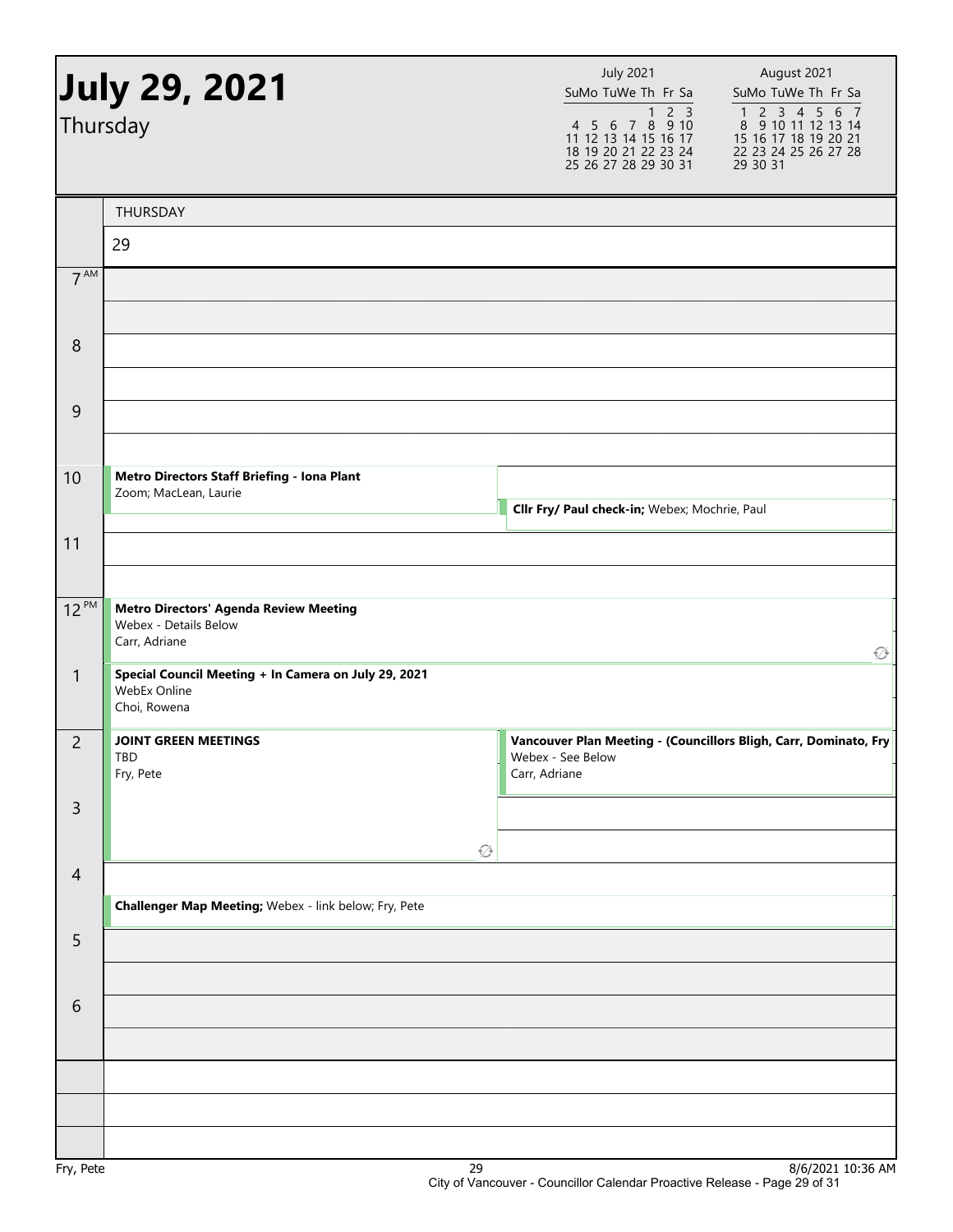# July 29, 2021

Thursday

| July 2021 | | | | | | |
|---|---|---|---|---|---|---|
| Su | Mo | Tu | We | Th | Fr | Sa |
| | | | | 1 | 2 | 3 |
| 4 | 5 | 6 | 7 | 8 | 9 | 10 |
| 11 | 12 | 13 | 14 | 15 | 16 | 17 |
| 18 | 19 | 20 | 21 | 22 | 23 | 24 |
| 25 | 26 | 27 | 28 | 29 | 30 | 31 |

| August 2021 | | | | | | |
|---|---|---|---|---|---|---|
| Su | Mo | Tu | We | Th | Fr | Sa |
| 1 | 2 | 3 | 4 | 5 | 6 | 7 |
| 8 | 9 | 10 | 11 | 12 | 13 | 14 |
| 15 | 16 | 17 | 18 | 19 | 20 | 21 |
| 22 | 23 | 24 | 25 | 26 | 27 | 28 |
| 29 | 30 | 31 | | | | |

THURSDAY 29

| Time | Event |
|---|---|
| 7 AM | |
| 8 | |
| 9 | |
| 10 | **Metro Directors Staff Briefing - Iona Plant**<br>Zoom; MacLean, Laurie |
| 10 | **Cllr Fry/ Paul check-in;** Webex; Mochrie, Paul |
| 11 | |
| 12 PM | **Metro Directors' Agenda Review Meeting**<br>Webex - Details Below<br>Carr, Adriane |
| 1 | **Special Council Meeting + In Camera on July 29, 2021**<br>WebEx Online<br>Choi, Rowena |
| 2 | **JOINT GREEN MEETINGS**<br>TBD<br>Fry, Pete |
| 2 | **Vancouver Plan Meeting - (Councillors Bligh, Carr, Dominato, Fry**<br>Webex - See Below<br>Carr, Adriane |
| 3 | |
| 4 | **Challenger Map Meeting;** Webex - link below; Fry, Pete |
| 5 | |
| 6 | |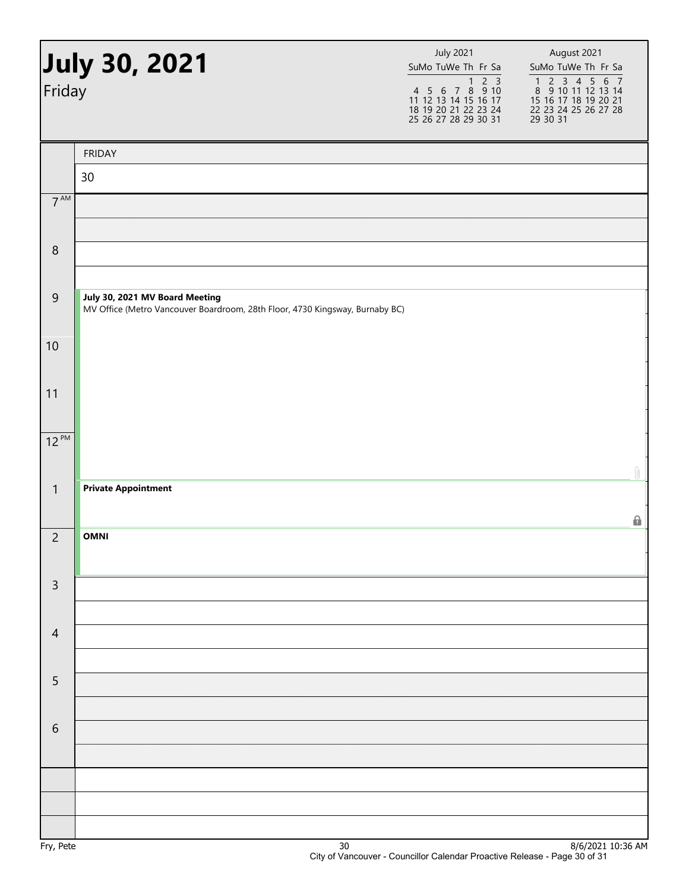# July 30, 2021

Friday

| July 2021 | | | | | | |
|---|---|---|---|---|---|---|
| Su | Mo | Tu | We | Th | Fr | Sa |
| | | | | 1 | 2 | 3 |
| 4 | 5 | 6 | 7 | 8 | 9 | 10 |
| 11 | 12 | 13 | 14 | 15 | 16 | 17 |
| 18 | 19 | 20 | 21 | 22 | 23 | 24 |
| 25 | 26 | 27 | 28 | 29 | 30 | 31 |

| August 2021 | | | | | | |
|---|---|---|---|---|---|---|
| Su | Mo | Tu | We | Th | Fr | Sa |
| 1 | 2 | 3 | 4 | 5 | 6 | 7 |
| 8 | 9 | 10 | 11 | 12 | 13 | 14 |
| 15 | 16 | 17 | 18 | 19 | 20 | 21 |
| 22 | 23 | 24 | 25 | 26 | 27 | 28 |
| 29 | 30 | 31 | | | | |

| Time | FRIDAY 30 |
|---|---|
| 7 AM | |
| 8 | |
| 9 | **July 30, 2021 MV Board Meeting** MV Office (Metro Vancouver Boardroom, 28th Floor, 4730 Kingsway, Burnaby BC) |
| 10 | |
| 11 | |
| 12 PM | |
| 1 | **Private Appointment** |
| 2 | **OMNI** |
| 3 | |
| 4 | |
| 5 | |
| 6 | |

Fry, Pete — 8/6/2021 10:36 AM

City of Vancouver - Councillor Calendar Proactive Release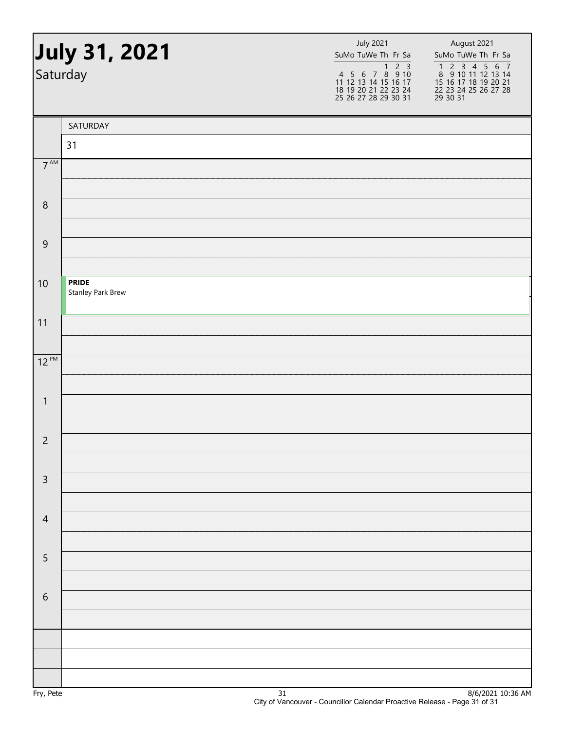# July 31, 2021

Saturday

| July 2021 | | | | | | |
|---|---|---|---|---|---|---|
| Su | Mo | Tu | We | Th | Fr | Sa |
| | | | | 1 | 2 | 3 |
| 4 | 5 | 6 | 7 | 8 | 9 | 10 |
| 11 | 12 | 13 | 14 | 15 | 16 | 17 |
| 18 | 19 | 20 | 21 | 22 | 23 | 24 |
| 25 | 26 | 27 | 28 | 29 | 30 | 31 |

| August 2021 | | | | | | |
|---|---|---|---|---|---|---|
| Su | Mo | Tu | We | Th | Fr | Sa |
| 1 | 2 | 3 | 4 | 5 | 6 | 7 |
| 8 | 9 | 10 | 11 | 12 | 13 | 14 |
| 15 | 16 | 17 | 18 | 19 | 20 | 21 |
| 22 | 23 | 24 | 25 | 26 | 27 | 28 |
| 29 | 30 | 31 | | | | |

| | SATURDAY 31 |
|---|---|
| 7 AM | |
| 8 | |
| 9 | |
| 10 | **PRIDE** Stanley Park Brew |
| 11 | |
| 12 PM | |
| 1 | |
| 2 | |
| 3 | |
| 4 | |
| 5 | |
| 6 | |

Fry, Pete

8/6/2021 10:36 AM

City of Vancouver - Councillor Calendar Proactive Release